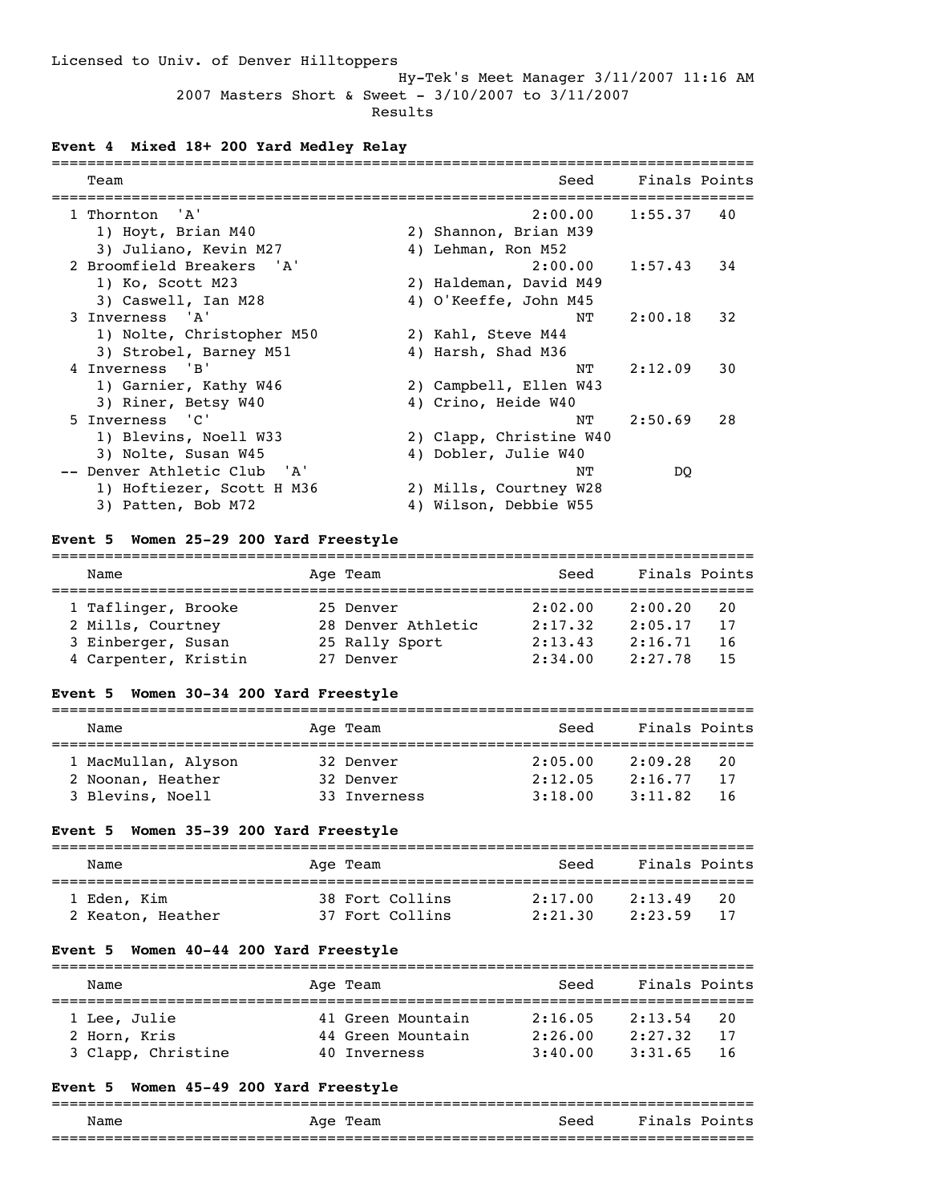Licensed to Univ. of Denver Hilltoppers

Hy-Tek's Meet Manager 3/11/2007 11:16 AM

2007 Masters Short & Sweet - 3/10/2007 to 3/11/2007

Results

**Event 4 Mixed 18+ 200 Yard Medley Relay**

| Team | Seed | Finals | Points |
|---|---|---|---|
| 1 Thornton 'A' | 2:00.00 | 1:55.37 | 40 |
| 1) Hoyt, Brian M40; 2) Shannon, Brian M39; 3) Juliano, Kevin M27; 4) Lehman, Ron M52 | | | |
| 2 Broomfield Breakers 'A' | 2:00.00 | 1:57.43 | 34 |
| 1) Ko, Scott M23; 2) Haldeman, David M49; 3) Caswell, Ian M28; 4) O'Keeffe, John M45 | | | |
| 3 Inverness 'A' | NT | 2:00.18 | 32 |
| 1) Nolte, Christopher M50; 2) Kahl, Steve M44; 3) Strobel, Barney M51; 4) Harsh, Shad M36 | | | |
| 4 Inverness 'B' | NT | 2:12.09 | 30 |
| 1) Garnier, Kathy W46; 2) Campbell, Ellen W43; 3) Riner, Betsy W40; 4) Crino, Heide W40 | | | |
| 5 Inverness 'C' | NT | 2:50.69 | 28 |
| 1) Blevins, Noell W33; 2) Clapp, Christine W40; 3) Nolte, Susan W45; 4) Dobler, Julie W40 | | | |
| -- Denver Athletic Club 'A' | NT | DQ | |
| 1) Hoftiezer, Scott H M36; 2) Mills, Courtney W28; 3) Patten, Bob M72; 4) Wilson, Debbie W55 | | | |

**Event 5 Women 25-29 200 Yard Freestyle**

| Name | Age | Team | Seed | Finals | Points |
|---|---|---|---|---|---|
| 1 Taflinger, Brooke | 25 | Denver | 2:02.00 | 2:00.20 | 20 |
| 2 Mills, Courtney | 28 | Denver Athletic | 2:17.32 | 2:05.17 | 17 |
| 3 Einberger, Susan | 25 | Rally Sport | 2:13.43 | 2:16.71 | 16 |
| 4 Carpenter, Kristin | 27 | Denver | 2:34.00 | 2:27.78 | 15 |

**Event 5 Women 30-34 200 Yard Freestyle**

| Name | Age | Team | Seed | Finals | Points |
|---|---|---|---|---|---|
| 1 MacMullan, Alyson | 32 | Denver | 2:05.00 | 2:09.28 | 20 |
| 2 Noonan, Heather | 32 | Denver | 2:12.05 | 2:16.77 | 17 |
| 3 Blevins, Noell | 33 | Inverness | 3:18.00 | 3:11.82 | 16 |

**Event 5 Women 35-39 200 Yard Freestyle**

| Name | Age | Team | Seed | Finals | Points |
|---|---|---|---|---|---|
| 1 Eden, Kim | 38 | Fort Collins | 2:17.00 | 2:13.49 | 20 |
| 2 Keaton, Heather | 37 | Fort Collins | 2:21.30 | 2:23.59 | 17 |

**Event 5 Women 40-44 200 Yard Freestyle**

| Name | Age | Team | Seed | Finals | Points |
|---|---|---|---|---|---|
| 1 Lee, Julie | 41 | Green Mountain | 2:16.05 | 2:13.54 | 20 |
| 2 Horn, Kris | 44 | Green Mountain | 2:26.00 | 2:27.32 | 17 |
| 3 Clapp, Christine | 40 | Inverness | 3:40.00 | 3:31.65 | 16 |

**Event 5 Women 45-49 200 Yard Freestyle**

| Name | Age | Team | Seed | Finals | Points |
|---|---|---|---|---|---|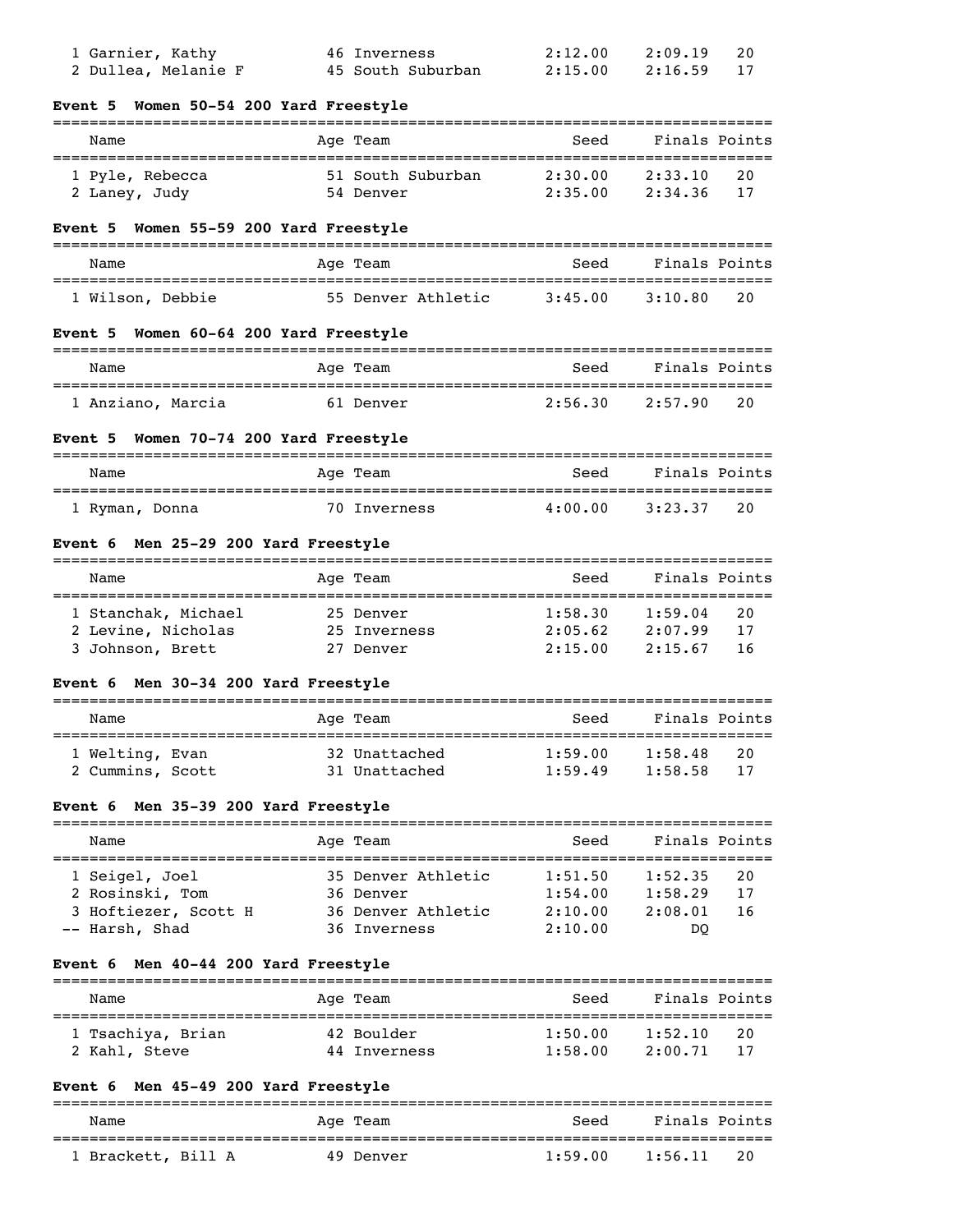| Name | Age | Team | Seed | Finals | Points |
|---|---|---|---|---|---|
| 1 Garnier, Kathy | 46 | Inverness | 2:12.00 | 2:09.19 | 20 |
| 2 Dullea, Melanie F | 45 | South Suburban | 2:15.00 | 2:16.59 | 17 |

**Event 5 Women 50-54 200 Yard Freestyle**

| Name | Age | Team | Seed | Finals | Points |
|---|---|---|---|---|---|
| 1 Pyle, Rebecca | 51 | South Suburban | 2:30.00 | 2:33.10 | 20 |
| 2 Laney, Judy | 54 | Denver | 2:35.00 | 2:34.36 | 17 |

**Event 5 Women 55-59 200 Yard Freestyle**

| Name | Age | Team | Seed | Finals | Points |
|---|---|---|---|---|---|
| 1 Wilson, Debbie | 55 | Denver Athletic | 3:45.00 | 3:10.80 | 20 |

**Event 5 Women 60-64 200 Yard Freestyle**

| Name | Age | Team | Seed | Finals | Points |
|---|---|---|---|---|---|
| 1 Anziano, Marcia | 61 | Denver | 2:56.30 | 2:57.90 | 20 |

**Event 5 Women 70-74 200 Yard Freestyle**

| Name | Age | Team | Seed | Finals | Points |
|---|---|---|---|---|---|
| 1 Ryman, Donna | 70 | Inverness | 4:00.00 | 3:23.37 | 20 |

**Event 6 Men 25-29 200 Yard Freestyle**

| Name | Age | Team | Seed | Finals | Points |
|---|---|---|---|---|---|
| 1 Stanchak, Michael | 25 | Denver | 1:58.30 | 1:59.04 | 20 |
| 2 Levine, Nicholas | 25 | Inverness | 2:05.62 | 2:07.99 | 17 |
| 3 Johnson, Brett | 27 | Denver | 2:15.00 | 2:15.67 | 16 |

**Event 6 Men 30-34 200 Yard Freestyle**

| Name | Age | Team | Seed | Finals | Points |
|---|---|---|---|---|---|
| 1 Welting, Evan | 32 | Unattached | 1:59.00 | 1:58.48 | 20 |
| 2 Cummins, Scott | 31 | Unattached | 1:59.49 | 1:58.58 | 17 |

**Event 6 Men 35-39 200 Yard Freestyle**

| Name | Age | Team | Seed | Finals | Points |
|---|---|---|---|---|---|
| 1 Seigel, Joel | 35 | Denver Athletic | 1:51.50 | 1:52.35 | 20 |
| 2 Rosinski, Tom | 36 | Denver | 1:54.00 | 1:58.29 | 17 |
| 3 Hoftiezer, Scott H | 36 | Denver Athletic | 2:10.00 | 2:08.01 | 16 |
| -- Harsh, Shad | 36 | Inverness | 2:10.00 | DQ | |

**Event 6 Men 40-44 200 Yard Freestyle**

| Name | Age | Team | Seed | Finals | Points |
|---|---|---|---|---|---|
| 1 Tsachiya, Brian | 42 | Boulder | 1:50.00 | 1:52.10 | 20 |
| 2 Kahl, Steve | 44 | Inverness | 1:58.00 | 2:00.71 | 17 |

**Event 6 Men 45-49 200 Yard Freestyle**

| Name | Age | Team | Seed | Finals | Points |
|---|---|---|---|---|---|
| 1 Brackett, Bill A | 49 | Denver | 1:59.00 | 1:56.11 | 20 |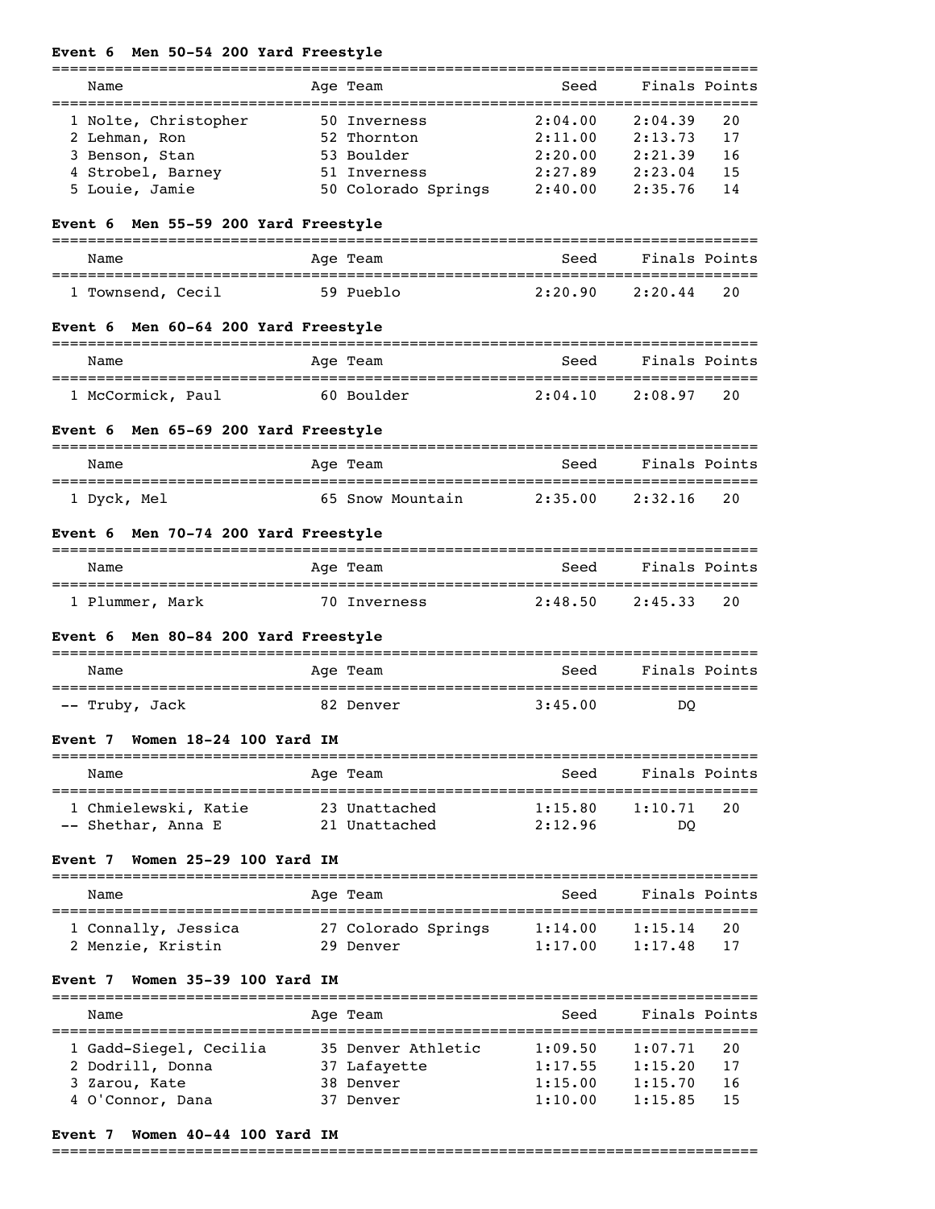**Event 6 Men 50-54 200 Yard Freestyle**

| | Name | Age | Team | Seed | Finals | Points |
|---|---|---|---|---|---|---|
| 1 | Nolte, Christopher | 50 | Inverness | 2:04.00 | 2:04.39 | 20 |
| 2 | Lehman, Ron | 52 | Thornton | 2:11.00 | 2:13.73 | 17 |
| 3 | Benson, Stan | 53 | Boulder | 2:20.00 | 2:21.39 | 16 |
| 4 | Strobel, Barney | 51 | Inverness | 2:27.89 | 2:23.04 | 15 |
| 5 | Louie, Jamie | 50 | Colorado Springs | 2:40.00 | 2:35.76 | 14 |

**Event 6 Men 55-59 200 Yard Freestyle**

| | Name | Age | Team | Seed | Finals | Points |
|---|---|---|---|---|---|---|
| 1 | Townsend, Cecil | 59 | Pueblo | 2:20.90 | 2:20.44 | 20 |

**Event 6 Men 60-64 200 Yard Freestyle**

| | Name | Age | Team | Seed | Finals | Points |
|---|---|---|---|---|---|---|
| 1 | McCormick, Paul | 60 | Boulder | 2:04.10 | 2:08.97 | 20 |

**Event 6 Men 65-69 200 Yard Freestyle**

| | Name | Age | Team | Seed | Finals | Points |
|---|---|---|---|---|---|---|
| 1 | Dyck, Mel | 65 | Snow Mountain | 2:35.00 | 2:32.16 | 20 |

**Event 6 Men 70-74 200 Yard Freestyle**

| | Name | Age | Team | Seed | Finals | Points |
|---|---|---|---|---|---|---|
| 1 | Plummer, Mark | 70 | Inverness | 2:48.50 | 2:45.33 | 20 |

**Event 6 Men 80-84 200 Yard Freestyle**

| | Name | Age | Team | Seed | Finals | Points |
|---|---|---|---|---|---|---|
| -- | Truby, Jack | 82 | Denver | 3:45.00 | DQ | |

**Event 7 Women 18-24 100 Yard IM**

| | Name | Age | Team | Seed | Finals | Points |
|---|---|---|---|---|---|---|
| 1 | Chmielewski, Katie | 23 | Unattached | 1:15.80 | 1:10.71 | 20 |
| -- | Shethar, Anna E | 21 | Unattached | 2:12.96 | DQ | |

**Event 7 Women 25-29 100 Yard IM**

| | Name | Age | Team | Seed | Finals | Points |
|---|---|---|---|---|---|---|
| 1 | Connally, Jessica | 27 | Colorado Springs | 1:14.00 | 1:15.14 | 20 |
| 2 | Menzie, Kristin | 29 | Denver | 1:17.00 | 1:17.48 | 17 |

**Event 7 Women 35-39 100 Yard IM**

| | Name | Age | Team | Seed | Finals | Points |
|---|---|---|---|---|---|---|
| 1 | Gadd-Siegel, Cecilia | 35 | Denver Athletic | 1:09.50 | 1:07.71 | 20 |
| 2 | Dodrill, Donna | 37 | Lafayette | 1:17.55 | 1:15.20 | 17 |
| 3 | Zarou, Kate | 38 | Denver | 1:15.00 | 1:15.70 | 16 |
| 4 | O'Connor, Dana | 37 | Denver | 1:10.00 | 1:15.85 | 15 |

**Event 7 Women 40-44 100 Yard IM**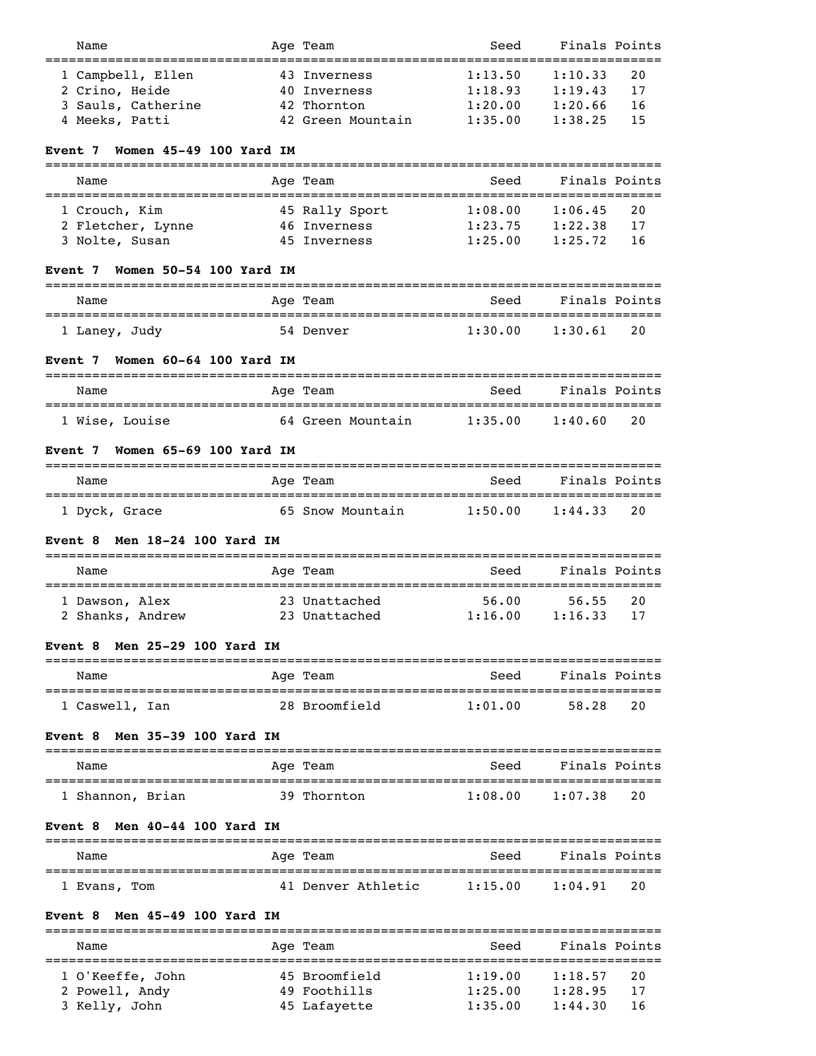| Name | Age | Team | Seed | Finals | Points |
|---|---|---|---|---|---|
| 1 Campbell, Ellen | 43 | Inverness | 1:13.50 | 1:10.33 | 20 |
| 2 Crino, Heide | 40 | Inverness | 1:18.93 | 1:19.43 | 17 |
| 3 Sauls, Catherine | 42 | Thornton | 1:20.00 | 1:20.66 | 16 |
| 4 Meeks, Patti | 42 | Green Mountain | 1:35.00 | 1:38.25 | 15 |

**Event 7 Women 45-49 100 Yard IM**

| Name | Age | Team | Seed | Finals | Points |
|---|---|---|---|---|---|
| 1 Crouch, Kim | 45 | Rally Sport | 1:08.00 | 1:06.45 | 20 |
| 2 Fletcher, Lynne | 46 | Inverness | 1:23.75 | 1:22.38 | 17 |
| 3 Nolte, Susan | 45 | Inverness | 1:25.00 | 1:25.72 | 16 |

**Event 7 Women 50-54 100 Yard IM**

| Name | Age | Team | Seed | Finals | Points |
|---|---|---|---|---|---|
| 1 Laney, Judy | 54 | Denver | 1:30.00 | 1:30.61 | 20 |

**Event 7 Women 60-64 100 Yard IM**

| Name | Age | Team | Seed | Finals | Points |
|---|---|---|---|---|---|
| 1 Wise, Louise | 64 | Green Mountain | 1:35.00 | 1:40.60 | 20 |

**Event 7 Women 65-69 100 Yard IM**

| Name | Age | Team | Seed | Finals | Points |
|---|---|---|---|---|---|
| 1 Dyck, Grace | 65 | Snow Mountain | 1:50.00 | 1:44.33 | 20 |

**Event 8 Men 18-24 100 Yard IM**

| Name | Age | Team | Seed | Finals | Points |
|---|---|---|---|---|---|
| 1 Dawson, Alex | 23 | Unattached | 56.00 | 56.55 | 20 |
| 2 Shanks, Andrew | 23 | Unattached | 1:16.00 | 1:16.33 | 17 |

**Event 8 Men 25-29 100 Yard IM**

| Name | Age | Team | Seed | Finals | Points |
|---|---|---|---|---|---|
| 1 Caswell, Ian | 28 | Broomfield | 1:01.00 | 58.28 | 20 |

**Event 8 Men 35-39 100 Yard IM**

| Name | Age | Team | Seed | Finals | Points |
|---|---|---|---|---|---|
| 1 Shannon, Brian | 39 | Thornton | 1:08.00 | 1:07.38 | 20 |

**Event 8 Men 40-44 100 Yard IM**

| Name | Age | Team | Seed | Finals | Points |
|---|---|---|---|---|---|
| 1 Evans, Tom | 41 | Denver Athletic | 1:15.00 | 1:04.91 | 20 |

**Event 8 Men 45-49 100 Yard IM**

| Name | Age | Team | Seed | Finals | Points |
|---|---|---|---|---|---|
| 1 O'Keeffe, John | 45 | Broomfield | 1:19.00 | 1:18.57 | 20 |
| 2 Powell, Andy | 49 | Foothills | 1:25.00 | 1:28.95 | 17 |
| 3 Kelly, John | 45 | Lafayette | 1:35.00 | 1:44.30 | 16 |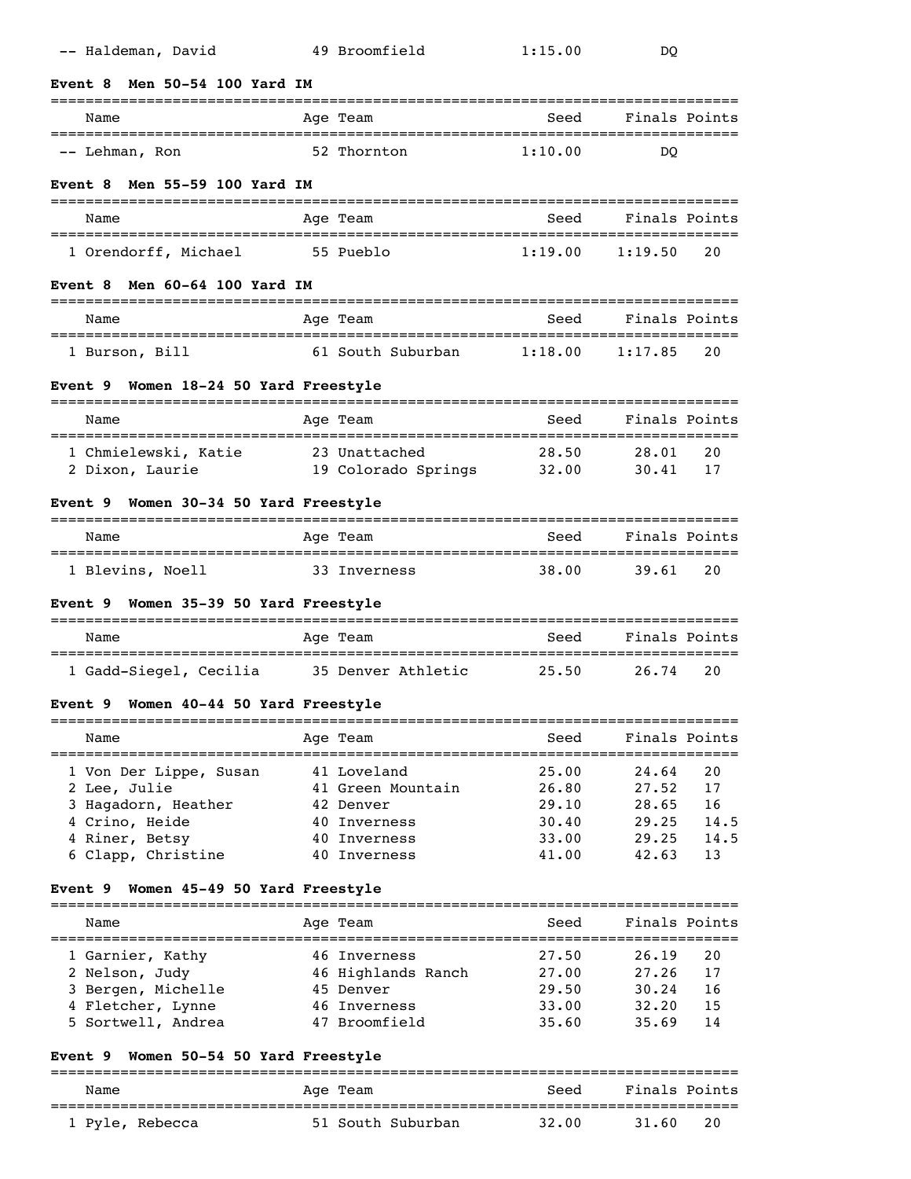| Name | Age | Team | Seed | Finals | Points |
|---|---|---|---|---|---|
| -- Haldeman, David | 49 | Broomfield | 1:15.00 | DQ | |

**Event 8 Men 50-54 100 Yard IM**

| Name | Age | Team | Seed | Finals | Points |
|---|---|---|---|---|---|
| -- Lehman, Ron | 52 | Thornton | 1:10.00 | DQ | |

**Event 8 Men 55-59 100 Yard IM**

| Name | Age | Team | Seed | Finals | Points |
|---|---|---|---|---|---|
| 1 Orendorff, Michael | 55 | Pueblo | 1:19.00 | 1:19.50 | 20 |

**Event 8 Men 60-64 100 Yard IM**

| Name | Age | Team | Seed | Finals | Points |
|---|---|---|---|---|---|
| 1 Burson, Bill | 61 | South Suburban | 1:18.00 | 1:17.85 | 20 |

**Event 9 Women 18-24 50 Yard Freestyle**

| Name | Age | Team | Seed | Finals | Points |
|---|---|---|---|---|---|
| 1 Chmielewski, Katie | 23 | Unattached | 28.50 | 28.01 | 20 |
| 2 Dixon, Laurie | 19 | Colorado Springs | 32.00 | 30.41 | 17 |

**Event 9 Women 30-34 50 Yard Freestyle**

| Name | Age | Team | Seed | Finals | Points |
|---|---|---|---|---|---|
| 1 Blevins, Noell | 33 | Inverness | 38.00 | 39.61 | 20 |

**Event 9 Women 35-39 50 Yard Freestyle**

| Name | Age | Team | Seed | Finals | Points |
|---|---|---|---|---|---|
| 1 Gadd-Siegel, Cecilia | 35 | Denver Athletic | 25.50 | 26.74 | 20 |

**Event 9 Women 40-44 50 Yard Freestyle**

| Name | Age | Team | Seed | Finals | Points |
|---|---|---|---|---|---|
| 1 Von Der Lippe, Susan | 41 | Loveland | 25.00 | 24.64 | 20 |
| 2 Lee, Julie | 41 | Green Mountain | 26.80 | 27.52 | 17 |
| 3 Hagadorn, Heather | 42 | Denver | 29.10 | 28.65 | 16 |
| 4 Crino, Heide | 40 | Inverness | 30.40 | 29.25 | 14.5 |
| 4 Riner, Betsy | 40 | Inverness | 33.00 | 29.25 | 14.5 |
| 6 Clapp, Christine | 40 | Inverness | 41.00 | 42.63 | 13 |

**Event 9 Women 45-49 50 Yard Freestyle**

| Name | Age | Team | Seed | Finals | Points |
|---|---|---|---|---|---|
| 1 Garnier, Kathy | 46 | Inverness | 27.50 | 26.19 | 20 |
| 2 Nelson, Judy | 46 | Highlands Ranch | 27.00 | 27.26 | 17 |
| 3 Bergen, Michelle | 45 | Denver | 29.50 | 30.24 | 16 |
| 4 Fletcher, Lynne | 46 | Inverness | 33.00 | 32.20 | 15 |
| 5 Sortwell, Andrea | 47 | Broomfield | 35.60 | 35.69 | 14 |

**Event 9 Women 50-54 50 Yard Freestyle**

| Name | Age | Team | Seed | Finals | Points |
|---|---|---|---|---|---|
| 1 Pyle, Rebecca | 51 | South Suburban | 32.00 | 31.60 | 20 |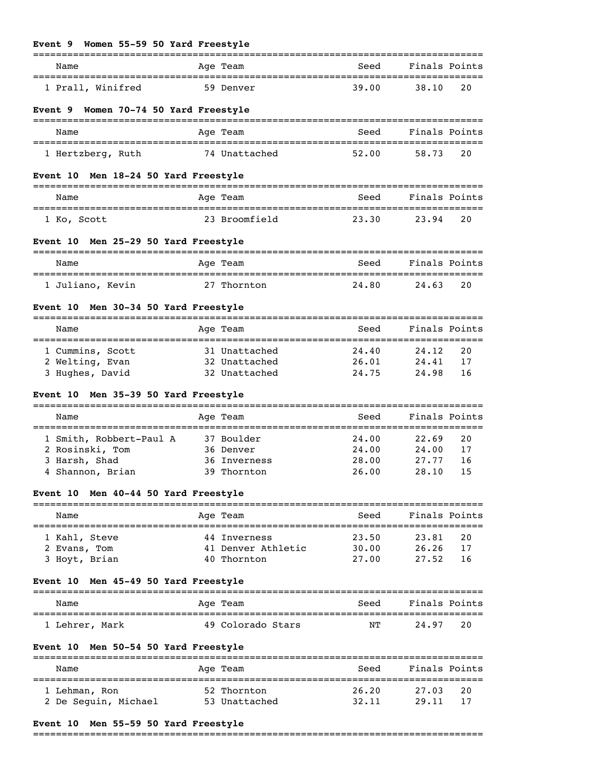**Event 9 Women 55-59 50 Yard Freestyle**

| Name | Age | Team | Seed | Finals | Points |
|---|---|---|---|---|---|
| 1 Prall, Winifred | 59 | Denver | 39.00 | 38.10 | 20 |

**Event 9 Women 70-74 50 Yard Freestyle**

| Name | Age | Team | Seed | Finals | Points |
|---|---|---|---|---|---|
| 1 Hertzberg, Ruth | 74 | Unattached | 52.00 | 58.73 | 20 |

**Event 10 Men 18-24 50 Yard Freestyle**

| Name | Age | Team | Seed | Finals | Points |
|---|---|---|---|---|---|
| 1 Ko, Scott | 23 | Broomfield | 23.30 | 23.94 | 20 |

**Event 10 Men 25-29 50 Yard Freestyle**

| Name | Age | Team | Seed | Finals | Points |
|---|---|---|---|---|---|
| 1 Juliano, Kevin | 27 | Thornton | 24.80 | 24.63 | 20 |

**Event 10 Men 30-34 50 Yard Freestyle**

| Name | Age | Team | Seed | Finals | Points |
|---|---|---|---|---|---|
| 1 Cummins, Scott | 31 | Unattached | 24.40 | 24.12 | 20 |
| 2 Welting, Evan | 32 | Unattached | 26.01 | 24.41 | 17 |
| 3 Hughes, David | 32 | Unattached | 24.75 | 24.98 | 16 |

**Event 10 Men 35-39 50 Yard Freestyle**

| Name | Age | Team | Seed | Finals | Points |
|---|---|---|---|---|---|
| 1 Smith, Robbert-Paul A | 37 | Boulder | 24.00 | 22.69 | 20 |
| 2 Rosinski, Tom | 36 | Denver | 24.00 | 24.00 | 17 |
| 3 Harsh, Shad | 36 | Inverness | 28.00 | 27.77 | 16 |
| 4 Shannon, Brian | 39 | Thornton | 26.00 | 28.10 | 15 |

**Event 10 Men 40-44 50 Yard Freestyle**

| Name | Age | Team | Seed | Finals | Points |
|---|---|---|---|---|---|
| 1 Kahl, Steve | 44 | Inverness | 23.50 | 23.81 | 20 |
| 2 Evans, Tom | 41 | Denver Athletic | 30.00 | 26.26 | 17 |
| 3 Hoyt, Brian | 40 | Thornton | 27.00 | 27.52 | 16 |

**Event 10 Men 45-49 50 Yard Freestyle**

| Name | Age | Team | Seed | Finals | Points |
|---|---|---|---|---|---|
| 1 Lehrer, Mark | 49 | Colorado Stars | NT | 24.97 | 20 |

**Event 10 Men 50-54 50 Yard Freestyle**

| Name | Age | Team | Seed | Finals | Points |
|---|---|---|---|---|---|
| 1 Lehman, Ron | 52 | Thornton | 26.20 | 27.03 | 20 |
| 2 De Seguin, Michael | 53 | Unattached | 32.11 | 29.11 | 17 |

**Event 10 Men 55-59 50 Yard Freestyle**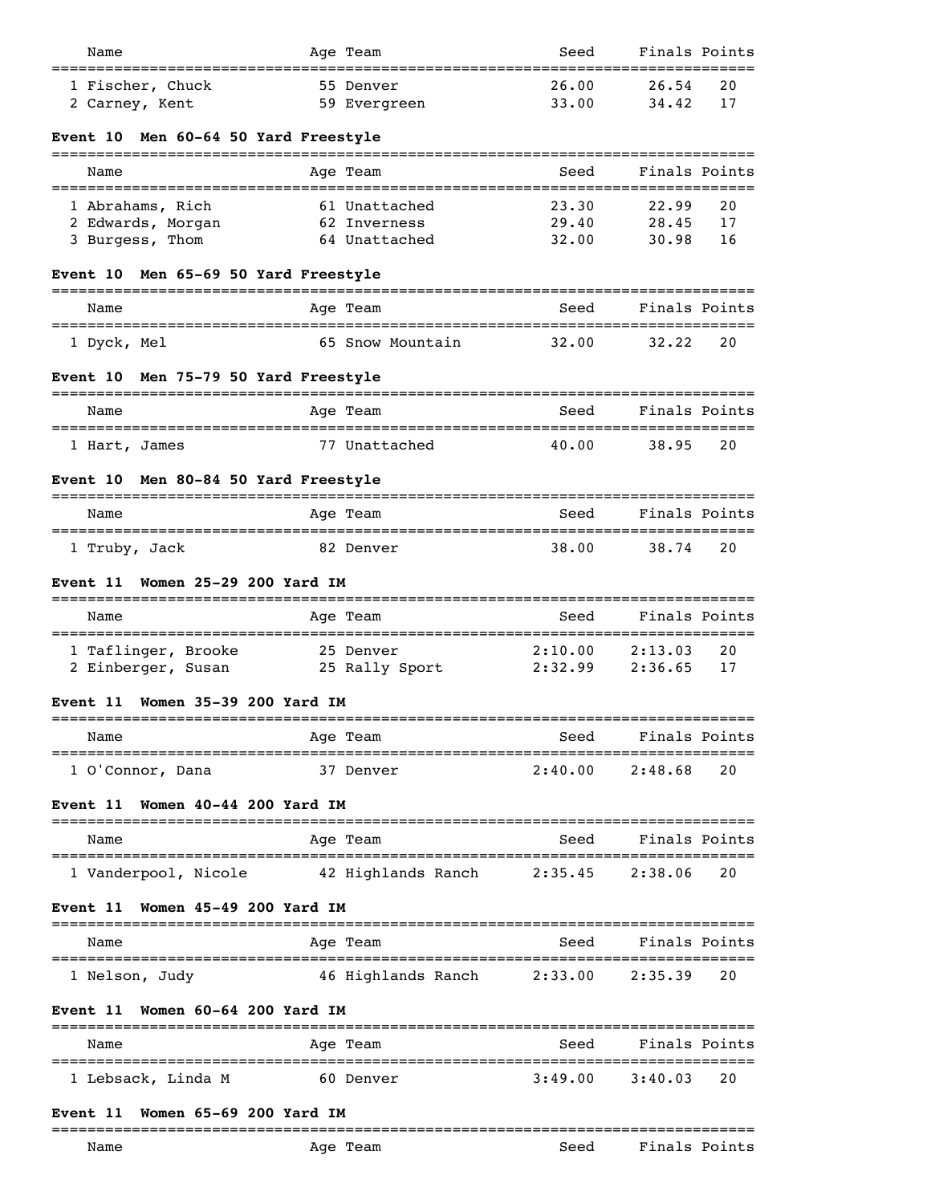| Name | Age | Team | Seed | Finals | Points |
|---|---|---|---|---|---|
| 1 Fischer, Chuck | 55 | Denver | 26.00 | 26.54 | 20 |
| 2 Carney, Kent | 59 | Evergreen | 33.00 | 34.42 | 17 |

**Event 10 Men 60-64 50 Yard Freestyle**

| Name | Age | Team | Seed | Finals | Points |
|---|---|---|---|---|---|
| 1 Abrahams, Rich | 61 | Unattached | 23.30 | 22.99 | 20 |
| 2 Edwards, Morgan | 62 | Inverness | 29.40 | 28.45 | 17 |
| 3 Burgess, Thom | 64 | Unattached | 32.00 | 30.98 | 16 |

**Event 10 Men 65-69 50 Yard Freestyle**

| Name | Age | Team | Seed | Finals | Points |
|---|---|---|---|---|---|
| 1 Dyck, Mel | 65 | Snow Mountain | 32.00 | 32.22 | 20 |

**Event 10 Men 75-79 50 Yard Freestyle**

| Name | Age | Team | Seed | Finals | Points |
|---|---|---|---|---|---|
| 1 Hart, James | 77 | Unattached | 40.00 | 38.95 | 20 |

**Event 10 Men 80-84 50 Yard Freestyle**

| Name | Age | Team | Seed | Finals | Points |
|---|---|---|---|---|---|
| 1 Truby, Jack | 82 | Denver | 38.00 | 38.74 | 20 |

**Event 11 Women 25-29 200 Yard IM**

| Name | Age | Team | Seed | Finals | Points |
|---|---|---|---|---|---|
| 1 Taflinger, Brooke | 25 | Denver | 2:10.00 | 2:13.03 | 20 |
| 2 Einberger, Susan | 25 | Rally Sport | 2:32.99 | 2:36.65 | 17 |

**Event 11 Women 35-39 200 Yard IM**

| Name | Age | Team | Seed | Finals | Points |
|---|---|---|---|---|---|
| 1 O'Connor, Dana | 37 | Denver | 2:40.00 | 2:48.68 | 20 |

**Event 11 Women 40-44 200 Yard IM**

| Name | Age | Team | Seed | Finals | Points |
|---|---|---|---|---|---|
| 1 Vanderpool, Nicole | 42 | Highlands Ranch | 2:35.45 | 2:38.06 | 20 |

**Event 11 Women 45-49 200 Yard IM**

| Name | Age | Team | Seed | Finals | Points |
|---|---|---|---|---|---|
| 1 Nelson, Judy | 46 | Highlands Ranch | 2:33.00 | 2:35.39 | 20 |

**Event 11 Women 60-64 200 Yard IM**

| Name | Age | Team | Seed | Finals | Points |
|---|---|---|---|---|---|
| 1 Lebsack, Linda M | 60 | Denver | 3:49.00 | 3:40.03 | 20 |

**Event 11 Women 65-69 200 Yard IM**

| Name | Age | Team | Seed | Finals | Points |
|---|---|---|---|---|---|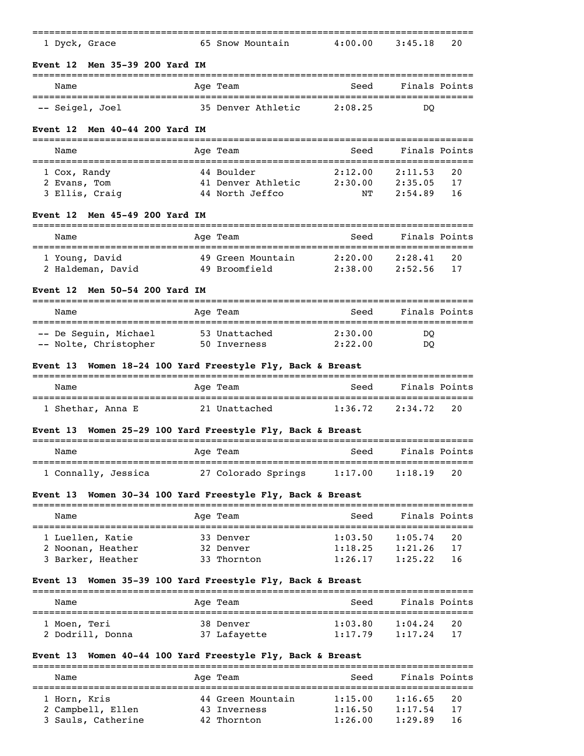| | | | | | |
|---|---|---|---|---|---|
| 1 | Dyck, Grace | 65 Snow Mountain | 4:00.00 | 3:45.18 | 20 |

**Event 12 Men 35-39 200 Yard IM**

| | Name | Age Team | Seed | Finals | Points |
|---|---|---|---|---|---|
| -- | Seigel, Joel | 35 Denver Athletic | 2:08.25 | DQ | |

**Event 12 Men 40-44 200 Yard IM**

| | Name | Age Team | Seed | Finals | Points |
|---|---|---|---|---|---|
| 1 | Cox, Randy | 44 Boulder | 2:12.00 | 2:11.53 | 20 |
| 2 | Evans, Tom | 41 Denver Athletic | 2:30.00 | 2:35.05 | 17 |
| 3 | Ellis, Craig | 44 North Jeffco | NT | 2:54.89 | 16 |

**Event 12 Men 45-49 200 Yard IM**

| | Name | Age Team | Seed | Finals | Points |
|---|---|---|---|---|---|
| 1 | Young, David | 49 Green Mountain | 2:20.00 | 2:28.41 | 20 |
| 2 | Haldeman, David | 49 Broomfield | 2:38.00 | 2:52.56 | 17 |

**Event 12 Men 50-54 200 Yard IM**

| | Name | Age Team | Seed | Finals | Points |
|---|---|---|---|---|---|
| -- | De Seguin, Michael | 53 Unattached | 2:30.00 | DQ | |
| -- | Nolte, Christopher | 50 Inverness | 2:22.00 | DQ | |

**Event 13 Women 18-24 100 Yard Freestyle Fly, Back & Breast**

| | Name | Age Team | Seed | Finals | Points |
|---|---|---|---|---|---|
| 1 | Shethar, Anna E | 21 Unattached | 1:36.72 | 2:34.72 | 20 |

**Event 13 Women 25-29 100 Yard Freestyle Fly, Back & Breast**

| | Name | Age Team | Seed | Finals | Points |
|---|---|---|---|---|---|
| 1 | Connally, Jessica | 27 Colorado Springs | 1:17.00 | 1:18.19 | 20 |

**Event 13 Women 30-34 100 Yard Freestyle Fly, Back & Breast**

| | Name | Age Team | Seed | Finals | Points |
|---|---|---|---|---|---|
| 1 | Luellen, Katie | 33 Denver | 1:03.50 | 1:05.74 | 20 |
| 2 | Noonan, Heather | 32 Denver | 1:18.25 | 1:21.26 | 17 |
| 3 | Barker, Heather | 33 Thornton | 1:26.17 | 1:25.22 | 16 |

**Event 13 Women 35-39 100 Yard Freestyle Fly, Back & Breast**

| | Name | Age Team | Seed | Finals | Points |
|---|---|---|---|---|---|
| 1 | Moen, Teri | 38 Denver | 1:03.80 | 1:04.24 | 20 |
| 2 | Dodrill, Donna | 37 Lafayette | 1:17.79 | 1:17.24 | 17 |

**Event 13 Women 40-44 100 Yard Freestyle Fly, Back & Breast**

| | Name | Age Team | Seed | Finals | Points |
|---|---|---|---|---|---|
| 1 | Horn, Kris | 44 Green Mountain | 1:15.00 | 1:16.65 | 20 |
| 2 | Campbell, Ellen | 43 Inverness | 1:16.50 | 1:17.54 | 17 |
| 3 | Sauls, Catherine | 42 Thornton | 1:26.00 | 1:29.89 | 16 |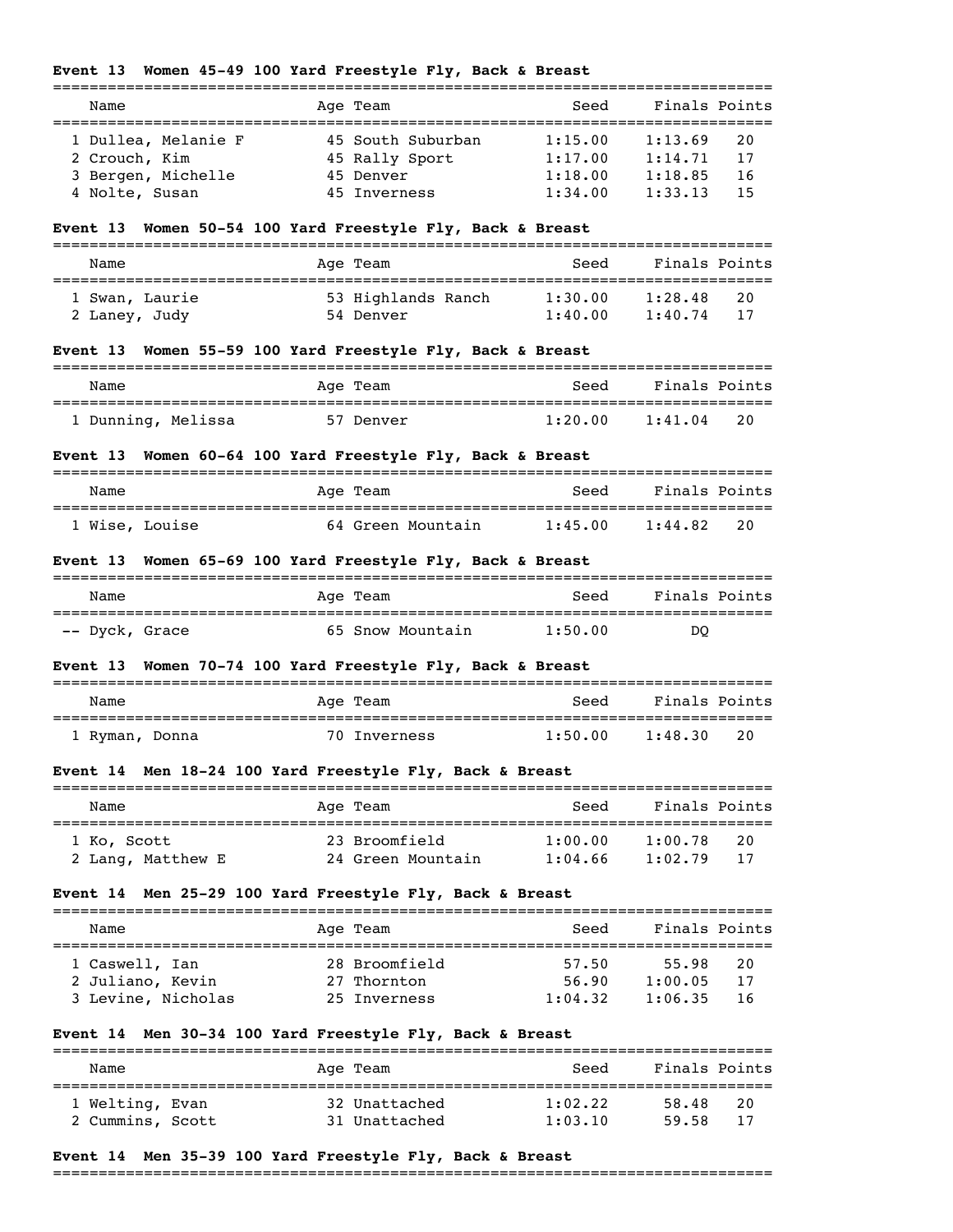### Event 13 Women 45-49 100 Yard Freestyle Fly, Back & Breast

| Name | Age | Team | Seed | Finals | Points |
|---|---|---|---|---|---|
| 1 Dullea, Melanie F | 45 | South Suburban | 1:15.00 | 1:13.69 | 20 |
| 2 Crouch, Kim | 45 | Rally Sport | 1:17.00 | 1:14.71 | 17 |
| 3 Bergen, Michelle | 45 | Denver | 1:18.00 | 1:18.85 | 16 |
| 4 Nolte, Susan | 45 | Inverness | 1:34.00 | 1:33.13 | 15 |

### Event 13 Women 50-54 100 Yard Freestyle Fly, Back & Breast

| Name | Age | Team | Seed | Finals | Points |
|---|---|---|---|---|---|
| 1 Swan, Laurie | 53 | Highlands Ranch | 1:30.00 | 1:28.48 | 20 |
| 2 Laney, Judy | 54 | Denver | 1:40.00 | 1:40.74 | 17 |

### Event 13 Women 55-59 100 Yard Freestyle Fly, Back & Breast

| Name | Age | Team | Seed | Finals | Points |
|---|---|---|---|---|---|
| 1 Dunning, Melissa | 57 | Denver | 1:20.00 | 1:41.04 | 20 |

### Event 13 Women 60-64 100 Yard Freestyle Fly, Back & Breast

| Name | Age | Team | Seed | Finals | Points |
|---|---|---|---|---|---|
| 1 Wise, Louise | 64 | Green Mountain | 1:45.00 | 1:44.82 | 20 |

### Event 13 Women 65-69 100 Yard Freestyle Fly, Back & Breast

| Name | Age | Team | Seed | Finals | Points |
|---|---|---|---|---|---|
| -- Dyck, Grace | 65 | Snow Mountain | 1:50.00 | DQ | |

### Event 13 Women 70-74 100 Yard Freestyle Fly, Back & Breast

| Name | Age | Team | Seed | Finals | Points |
|---|---|---|---|---|---|
| 1 Ryman, Donna | 70 | Inverness | 1:50.00 | 1:48.30 | 20 |

### Event 14 Men 18-24 100 Yard Freestyle Fly, Back & Breast

| Name | Age | Team | Seed | Finals | Points |
|---|---|---|---|---|---|
| 1 Ko, Scott | 23 | Broomfield | 1:00.00 | 1:00.78 | 20 |
| 2 Lang, Matthew E | 24 | Green Mountain | 1:04.66 | 1:02.79 | 17 |

### Event 14 Men 25-29 100 Yard Freestyle Fly, Back & Breast

| Name | Age | Team | Seed | Finals | Points |
|---|---|---|---|---|---|
| 1 Caswell, Ian | 28 | Broomfield | 57.50 | 55.98 | 20 |
| 2 Juliano, Kevin | 27 | Thornton | 56.90 | 1:00.05 | 17 |
| 3 Levine, Nicholas | 25 | Inverness | 1:04.32 | 1:06.35 | 16 |

### Event 14 Men 30-34 100 Yard Freestyle Fly, Back & Breast

| Name | Age | Team | Seed | Finals | Points |
|---|---|---|---|---|---|
| 1 Welting, Evan | 32 | Unattached | 1:02.22 | 58.48 | 20 |
| 2 Cummins, Scott | 31 | Unattached | 1:03.10 | 59.58 | 17 |

### Event 14 Men 35-39 100 Yard Freestyle Fly, Back & Breast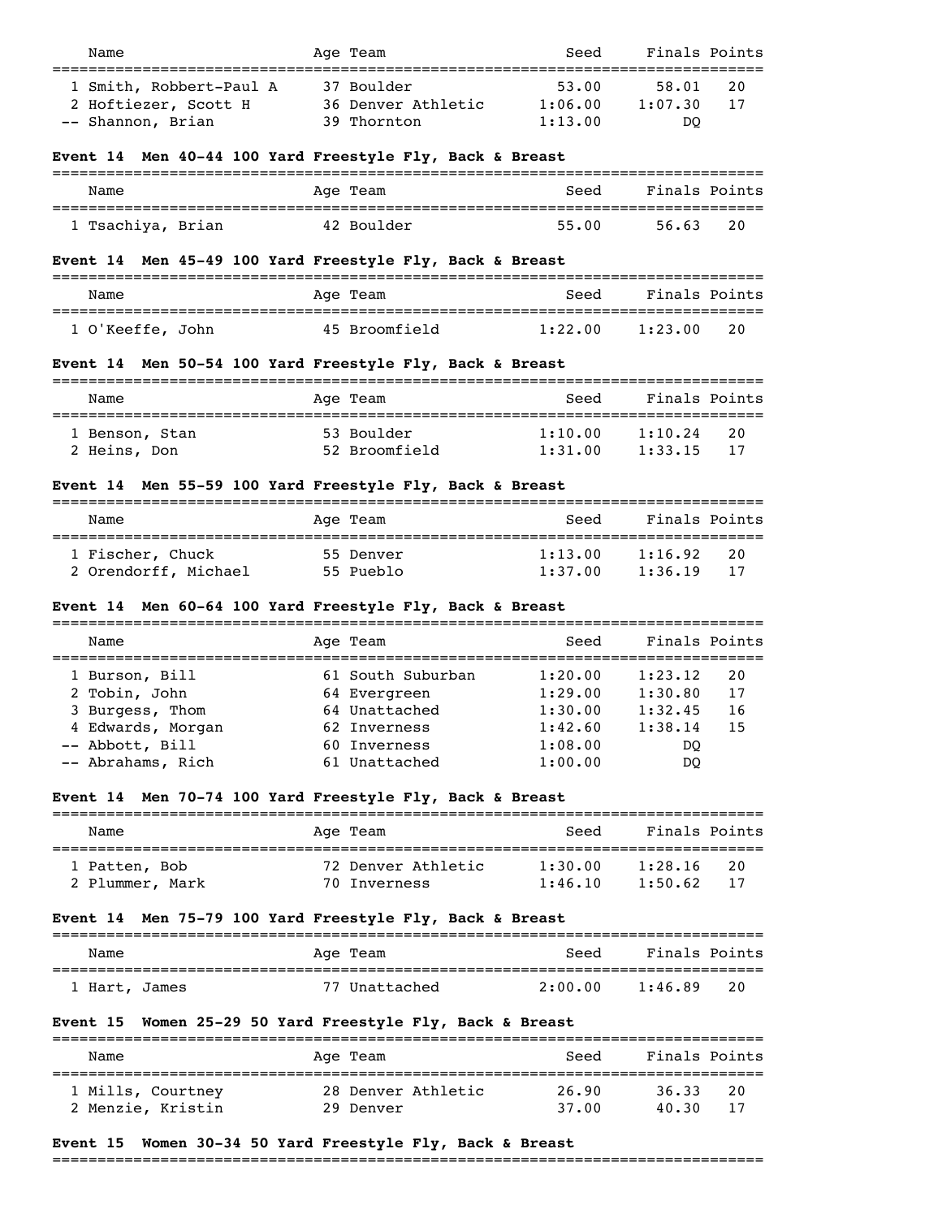| Name | Age | Team | Seed | Finals | Points |
|---|---|---|---|---|---|
| 1 Smith, Robbert-Paul A | 37 | Boulder | 53.00 | 58.01 | 20 |
| 2 Hoftiezer, Scott H | 36 | Denver Athletic | 1:06.00 | 1:07.30 | 17 |
| -- Shannon, Brian | 39 | Thornton | 1:13.00 | DQ | |

**Event 14 Men 40-44 100 Yard Freestyle Fly, Back & Breast**

| Name | Age | Team | Seed | Finals | Points |
|---|---|---|---|---|---|
| 1 Tsachiya, Brian | 42 | Boulder | 55.00 | 56.63 | 20 |

**Event 14 Men 45-49 100 Yard Freestyle Fly, Back & Breast**

| Name | Age | Team | Seed | Finals | Points |
|---|---|---|---|---|---|
| 1 O'Keeffe, John | 45 | Broomfield | 1:22.00 | 1:23.00 | 20 |

**Event 14 Men 50-54 100 Yard Freestyle Fly, Back & Breast**

| Name | Age | Team | Seed | Finals | Points |
|---|---|---|---|---|---|
| 1 Benson, Stan | 53 | Boulder | 1:10.00 | 1:10.24 | 20 |
| 2 Heins, Don | 52 | Broomfield | 1:31.00 | 1:33.15 | 17 |

**Event 14 Men 55-59 100 Yard Freestyle Fly, Back & Breast**

| Name | Age | Team | Seed | Finals | Points |
|---|---|---|---|---|---|
| 1 Fischer, Chuck | 55 | Denver | 1:13.00 | 1:16.92 | 20 |
| 2 Orendorff, Michael | 55 | Pueblo | 1:37.00 | 1:36.19 | 17 |

**Event 14 Men 60-64 100 Yard Freestyle Fly, Back & Breast**

| Name | Age | Team | Seed | Finals | Points |
|---|---|---|---|---|---|
| 1 Burson, Bill | 61 | South Suburban | 1:20.00 | 1:23.12 | 20 |
| 2 Tobin, John | 64 | Evergreen | 1:29.00 | 1:30.80 | 17 |
| 3 Burgess, Thom | 64 | Unattached | 1:30.00 | 1:32.45 | 16 |
| 4 Edwards, Morgan | 62 | Inverness | 1:42.60 | 1:38.14 | 15 |
| -- Abbott, Bill | 60 | Inverness | 1:08.00 | DQ | |
| -- Abrahams, Rich | 61 | Unattached | 1:00.00 | DQ | |

**Event 14 Men 70-74 100 Yard Freestyle Fly, Back & Breast**

| Name | Age | Team | Seed | Finals | Points |
|---|---|---|---|---|---|
| 1 Patten, Bob | 72 | Denver Athletic | 1:30.00 | 1:28.16 | 20 |
| 2 Plummer, Mark | 70 | Inverness | 1:46.10 | 1:50.62 | 17 |

**Event 14 Men 75-79 100 Yard Freestyle Fly, Back & Breast**

| Name | Age | Team | Seed | Finals | Points |
|---|---|---|---|---|---|
| 1 Hart, James | 77 | Unattached | 2:00.00 | 1:46.89 | 20 |

**Event 15 Women 25-29 50 Yard Freestyle Fly, Back & Breast**

| Name | Age | Team | Seed | Finals | Points |
|---|---|---|---|---|---|
| 1 Mills, Courtney | 28 | Denver Athletic | 26.90 | 36.33 | 20 |
| 2 Menzie, Kristin | 29 | Denver | 37.00 | 40.30 | 17 |

**Event 15 Women 30-34 50 Yard Freestyle Fly, Back & Breast**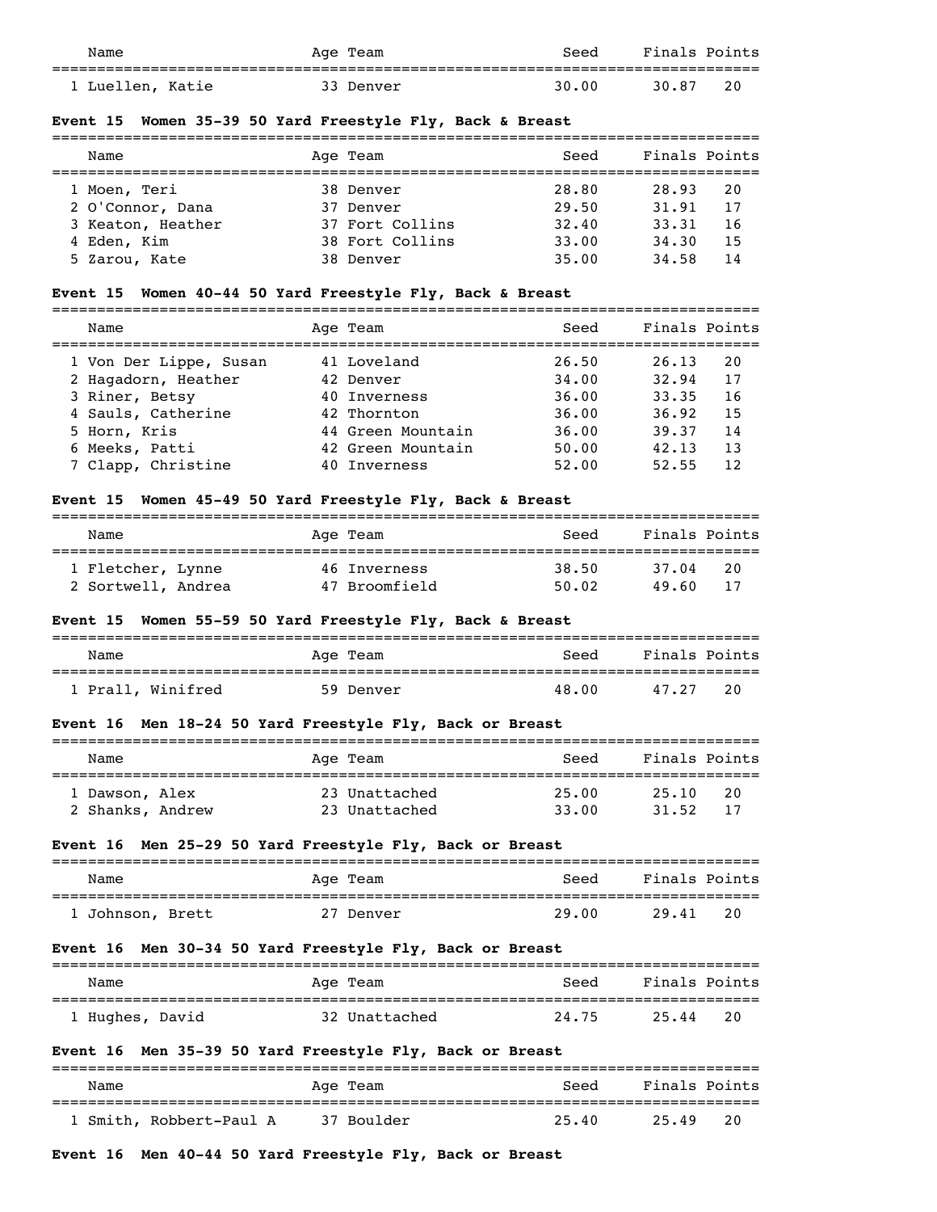| Name | Age | Team | Seed | Finals | Points |
|---|---|---|---|---|---|
| 1 Luellen, Katie | 33 | Denver | 30.00 | 30.87 | 20 |

**Event 15 Women 35-39 50 Yard Freestyle Fly, Back & Breast**

| Name | Age | Team | Seed | Finals | Points |
|---|---|---|---|---|---|
| 1 Moen, Teri | 38 | Denver | 28.80 | 28.93 | 20 |
| 2 O'Connor, Dana | 37 | Denver | 29.50 | 31.91 | 17 |
| 3 Keaton, Heather | 37 | Fort Collins | 32.40 | 33.31 | 16 |
| 4 Eden, Kim | 38 | Fort Collins | 33.00 | 34.30 | 15 |
| 5 Zarou, Kate | 38 | Denver | 35.00 | 34.58 | 14 |

**Event 15 Women 40-44 50 Yard Freestyle Fly, Back & Breast**

| Name | Age | Team | Seed | Finals | Points |
|---|---|---|---|---|---|
| 1 Von Der Lippe, Susan | 41 | Loveland | 26.50 | 26.13 | 20 |
| 2 Hagadorn, Heather | 42 | Denver | 34.00 | 32.94 | 17 |
| 3 Riner, Betsy | 40 | Inverness | 36.00 | 33.35 | 16 |
| 4 Sauls, Catherine | 42 | Thornton | 36.00 | 36.92 | 15 |
| 5 Horn, Kris | 44 | Green Mountain | 36.00 | 39.37 | 14 |
| 6 Meeks, Patti | 42 | Green Mountain | 50.00 | 42.13 | 13 |
| 7 Clapp, Christine | 40 | Inverness | 52.00 | 52.55 | 12 |

**Event 15 Women 45-49 50 Yard Freestyle Fly, Back & Breast**

| Name | Age | Team | Seed | Finals | Points |
|---|---|---|---|---|---|
| 1 Fletcher, Lynne | 46 | Inverness | 38.50 | 37.04 | 20 |
| 2 Sortwell, Andrea | 47 | Broomfield | 50.02 | 49.60 | 17 |

**Event 15 Women 55-59 50 Yard Freestyle Fly, Back & Breast**

| Name | Age | Team | Seed | Finals | Points |
|---|---|---|---|---|---|
| 1 Prall, Winifred | 59 | Denver | 48.00 | 47.27 | 20 |

**Event 16 Men 18-24 50 Yard Freestyle Fly, Back or Breast**

| Name | Age | Team | Seed | Finals | Points |
|---|---|---|---|---|---|
| 1 Dawson, Alex | 23 | Unattached | 25.00 | 25.10 | 20 |
| 2 Shanks, Andrew | 23 | Unattached | 33.00 | 31.52 | 17 |

**Event 16 Men 25-29 50 Yard Freestyle Fly, Back or Breast**

| Name | Age | Team | Seed | Finals | Points |
|---|---|---|---|---|---|
| 1 Johnson, Brett | 27 | Denver | 29.00 | 29.41 | 20 |

**Event 16 Men 30-34 50 Yard Freestyle Fly, Back or Breast**

| Name | Age | Team | Seed | Finals | Points |
|---|---|---|---|---|---|
| 1 Hughes, David | 32 | Unattached | 24.75 | 25.44 | 20 |

**Event 16 Men 35-39 50 Yard Freestyle Fly, Back or Breast**

| Name | Age | Team | Seed | Finals | Points |
|---|---|---|---|---|---|
| 1 Smith, Robbert-Paul A | 37 | Boulder | 25.40 | 25.49 | 20 |

**Event 16 Men 40-44 50 Yard Freestyle Fly, Back or Breast**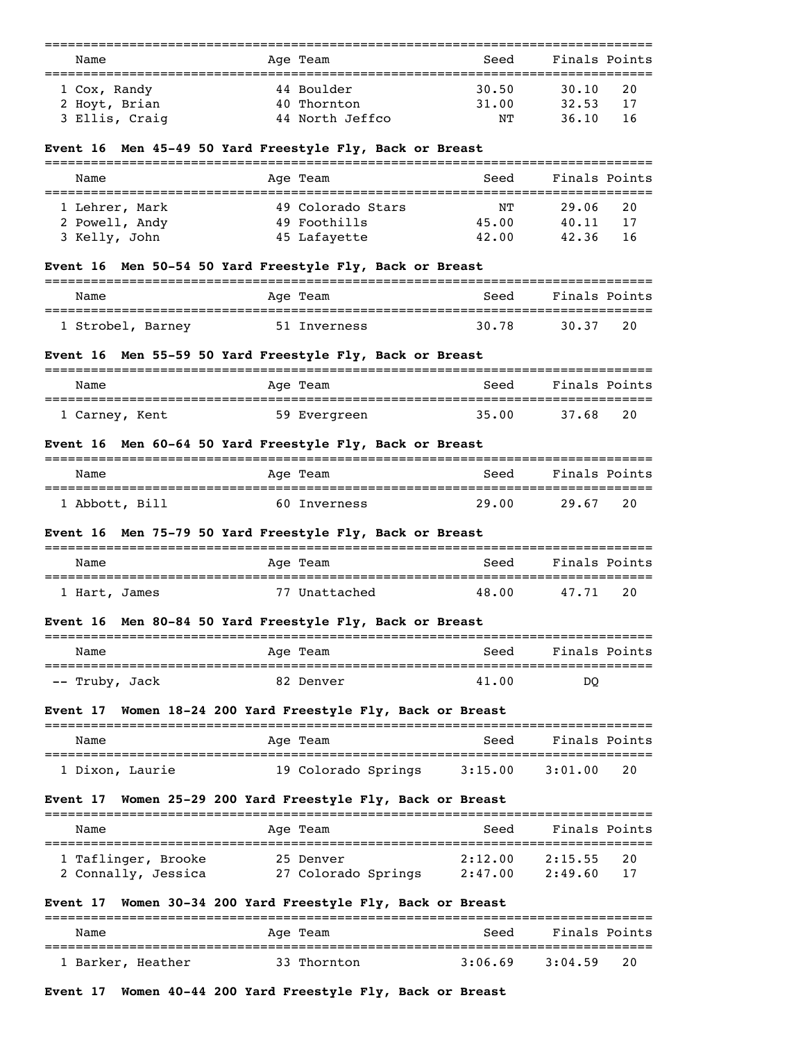| Name | Age | Team | Seed | Finals | Points |
|---|---|---|---|---|---|
| 1 Cox, Randy | 44 | Boulder | 30.50 | 30.10 | 20 |
| 2 Hoyt, Brian | 40 | Thornton | 31.00 | 32.53 | 17 |
| 3 Ellis, Craig | 44 | North Jeffco | NT | 36.10 | 16 |

**Event 16 Men 45-49 50 Yard Freestyle Fly, Back or Breast**

| Name | Age | Team | Seed | Finals | Points |
|---|---|---|---|---|---|
| 1 Lehrer, Mark | 49 | Colorado Stars | NT | 29.06 | 20 |
| 2 Powell, Andy | 49 | Foothills | 45.00 | 40.11 | 17 |
| 3 Kelly, John | 45 | Lafayette | 42.00 | 42.36 | 16 |

**Event 16 Men 50-54 50 Yard Freestyle Fly, Back or Breast**

| Name | Age | Team | Seed | Finals | Points |
|---|---|---|---|---|---|
| 1 Strobel, Barney | 51 | Inverness | 30.78 | 30.37 | 20 |

**Event 16 Men 55-59 50 Yard Freestyle Fly, Back or Breast**

| Name | Age | Team | Seed | Finals | Points |
|---|---|---|---|---|---|
| 1 Carney, Kent | 59 | Evergreen | 35.00 | 37.68 | 20 |

**Event 16 Men 60-64 50 Yard Freestyle Fly, Back or Breast**

| Name | Age | Team | Seed | Finals | Points |
|---|---|---|---|---|---|
| 1 Abbott, Bill | 60 | Inverness | 29.00 | 29.67 | 20 |

**Event 16 Men 75-79 50 Yard Freestyle Fly, Back or Breast**

| Name | Age | Team | Seed | Finals | Points |
|---|---|---|---|---|---|
| 1 Hart, James | 77 | Unattached | 48.00 | 47.71 | 20 |

**Event 16 Men 80-84 50 Yard Freestyle Fly, Back or Breast**

| Name | Age | Team | Seed | Finals | Points |
|---|---|---|---|---|---|
| -- Truby, Jack | 82 | Denver | 41.00 | DQ | |

**Event 17 Women 18-24 200 Yard Freestyle Fly, Back or Breast**

| Name | Age | Team | Seed | Finals | Points |
|---|---|---|---|---|---|
| 1 Dixon, Laurie | 19 | Colorado Springs | 3:15.00 | 3:01.00 | 20 |

**Event 17 Women 25-29 200 Yard Freestyle Fly, Back or Breast**

| Name | Age | Team | Seed | Finals | Points |
|---|---|---|---|---|---|
| 1 Taflinger, Brooke | 25 | Denver | 2:12.00 | 2:15.55 | 20 |
| 2 Connally, Jessica | 27 | Colorado Springs | 2:47.00 | 2:49.60 | 17 |

**Event 17 Women 30-34 200 Yard Freestyle Fly, Back or Breast**

| Name | Age | Team | Seed | Finals | Points |
|---|---|---|---|---|---|
| 1 Barker, Heather | 33 | Thornton | 3:06.69 | 3:04.59 | 20 |

**Event 17 Women 40-44 200 Yard Freestyle Fly, Back or Breast**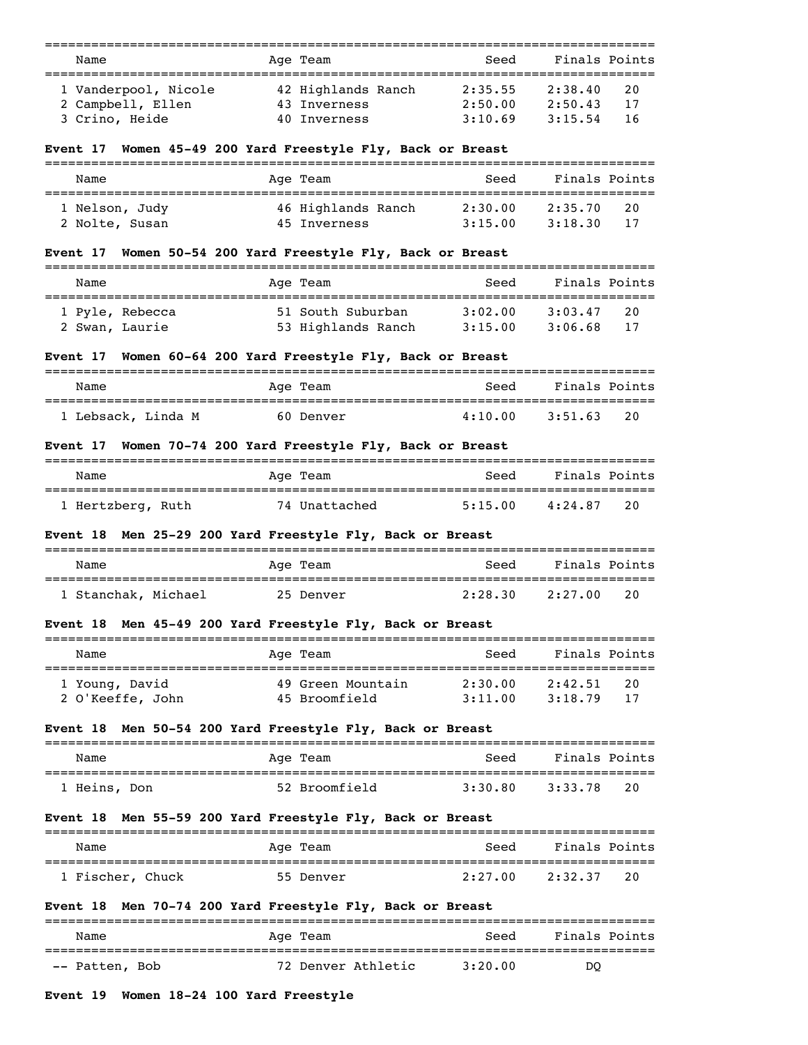| Name | Age | Team | Seed | Finals | Points |
|---|---|---|---|---|---|
| 1 Vanderpool, Nicole | 42 | Highlands Ranch | 2:35.55 | 2:38.40 | 20 |
| 2 Campbell, Ellen | 43 | Inverness | 2:50.00 | 2:50.43 | 17 |
| 3 Crino, Heide | 40 | Inverness | 3:10.69 | 3:15.54 | 16 |

**Event 17 Women 45-49 200 Yard Freestyle Fly, Back or Breast**

| Name | Age | Team | Seed | Finals | Points |
|---|---|---|---|---|---|
| 1 Nelson, Judy | 46 | Highlands Ranch | 2:30.00 | 2:35.70 | 20 |
| 2 Nolte, Susan | 45 | Inverness | 3:15.00 | 3:18.30 | 17 |

**Event 17 Women 50-54 200 Yard Freestyle Fly, Back or Breast**

| Name | Age | Team | Seed | Finals | Points |
|---|---|---|---|---|---|
| 1 Pyle, Rebecca | 51 | South Suburban | 3:02.00 | 3:03.47 | 20 |
| 2 Swan, Laurie | 53 | Highlands Ranch | 3:15.00 | 3:06.68 | 17 |

**Event 17 Women 60-64 200 Yard Freestyle Fly, Back or Breast**

| Name | Age | Team | Seed | Finals | Points |
|---|---|---|---|---|---|
| 1 Lebsack, Linda M | 60 | Denver | 4:10.00 | 3:51.63 | 20 |

**Event 17 Women 70-74 200 Yard Freestyle Fly, Back or Breast**

| Name | Age | Team | Seed | Finals | Points |
|---|---|---|---|---|---|
| 1 Hertzberg, Ruth | 74 | Unattached | 5:15.00 | 4:24.87 | 20 |

**Event 18 Men 25-29 200 Yard Freestyle Fly, Back or Breast**

| Name | Age | Team | Seed | Finals | Points |
|---|---|---|---|---|---|
| 1 Stanchak, Michael | 25 | Denver | 2:28.30 | 2:27.00 | 20 |

**Event 18 Men 45-49 200 Yard Freestyle Fly, Back or Breast**

| Name | Age | Team | Seed | Finals | Points |
|---|---|---|---|---|---|
| 1 Young, David | 49 | Green Mountain | 2:30.00 | 2:42.51 | 20 |
| 2 O'Keeffe, John | 45 | Broomfield | 3:11.00 | 3:18.79 | 17 |

**Event 18 Men 50-54 200 Yard Freestyle Fly, Back or Breast**

| Name | Age | Team | Seed | Finals | Points |
|---|---|---|---|---|---|
| 1 Heins, Don | 52 | Broomfield | 3:30.80 | 3:33.78 | 20 |

**Event 18 Men 55-59 200 Yard Freestyle Fly, Back or Breast**

| Name | Age | Team | Seed | Finals | Points |
|---|---|---|---|---|---|
| 1 Fischer, Chuck | 55 | Denver | 2:27.00 | 2:32.37 | 20 |

**Event 18 Men 70-74 200 Yard Freestyle Fly, Back or Breast**

| Name | Age | Team | Seed | Finals | Points |
|---|---|---|---|---|---|
| -- Patten, Bob | 72 | Denver Athletic | 3:20.00 | DQ | |

**Event 19 Women 18-24 100 Yard Freestyle**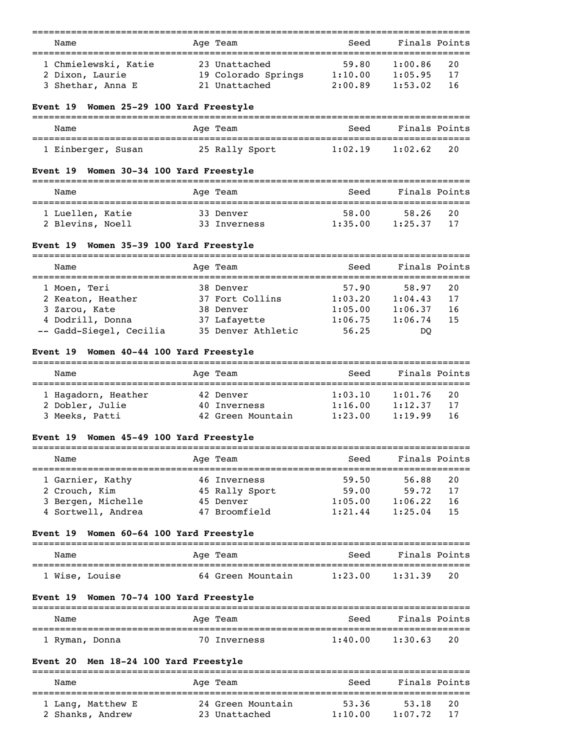| Name | Age | Team | Seed | Finals | Points |
|---|---|---|---|---|---|
| 1 Chmielewski, Katie | 23 | Unattached | 59.80 | 1:00.86 | 20 |
| 2 Dixon, Laurie | 19 | Colorado Springs | 1:10.00 | 1:05.95 | 17 |
| 3 Shethar, Anna E | 21 | Unattached | 2:00.89 | 1:53.02 | 16 |

**Event 19 Women 25-29 100 Yard Freestyle**

| Name | Age | Team | Seed | Finals | Points |
|---|---|---|---|---|---|
| 1 Einberger, Susan | 25 | Rally Sport | 1:02.19 | 1:02.62 | 20 |

**Event 19 Women 30-34 100 Yard Freestyle**

| Name | Age | Team | Seed | Finals | Points |
|---|---|---|---|---|---|
| 1 Luellen, Katie | 33 | Denver | 58.00 | 58.26 | 20 |
| 2 Blevins, Noell | 33 | Inverness | 1:35.00 | 1:25.37 | 17 |

**Event 19 Women 35-39 100 Yard Freestyle**

| Name | Age | Team | Seed | Finals | Points |
|---|---|---|---|---|---|
| 1 Moen, Teri | 38 | Denver | 57.90 | 58.97 | 20 |
| 2 Keaton, Heather | 37 | Fort Collins | 1:03.20 | 1:04.43 | 17 |
| 3 Zarou, Kate | 38 | Denver | 1:05.00 | 1:06.37 | 16 |
| 4 Dodrill, Donna | 37 | Lafayette | 1:06.75 | 1:06.74 | 15 |
| -- Gadd-Siegel, Cecilia | 35 | Denver Athletic | 56.25 | DQ | |

**Event 19 Women 40-44 100 Yard Freestyle**

| Name | Age | Team | Seed | Finals | Points |
|---|---|---|---|---|---|
| 1 Hagadorn, Heather | 42 | Denver | 1:03.10 | 1:01.76 | 20 |
| 2 Dobler, Julie | 40 | Inverness | 1:16.00 | 1:12.37 | 17 |
| 3 Meeks, Patti | 42 | Green Mountain | 1:23.00 | 1:19.99 | 16 |

**Event 19 Women 45-49 100 Yard Freestyle**

| Name | Age | Team | Seed | Finals | Points |
|---|---|---|---|---|---|
| 1 Garnier, Kathy | 46 | Inverness | 59.50 | 56.88 | 20 |
| 2 Crouch, Kim | 45 | Rally Sport | 59.00 | 59.72 | 17 |
| 3 Bergen, Michelle | 45 | Denver | 1:05.00 | 1:06.22 | 16 |
| 4 Sortwell, Andrea | 47 | Broomfield | 1:21.44 | 1:25.04 | 15 |

**Event 19 Women 60-64 100 Yard Freestyle**

| Name | Age | Team | Seed | Finals | Points |
|---|---|---|---|---|---|
| 1 Wise, Louise | 64 | Green Mountain | 1:23.00 | 1:31.39 | 20 |

**Event 19 Women 70-74 100 Yard Freestyle**

| Name | Age | Team | Seed | Finals | Points |
|---|---|---|---|---|---|
| 1 Ryman, Donna | 70 | Inverness | 1:40.00 | 1:30.63 | 20 |

**Event 20 Men 18-24 100 Yard Freestyle**

| Name | Age | Team | Seed | Finals | Points |
|---|---|---|---|---|---|
| 1 Lang, Matthew E | 24 | Green Mountain | 53.36 | 53.18 | 20 |
| 2 Shanks, Andrew | 23 | Unattached | 1:10.00 | 1:07.72 | 17 |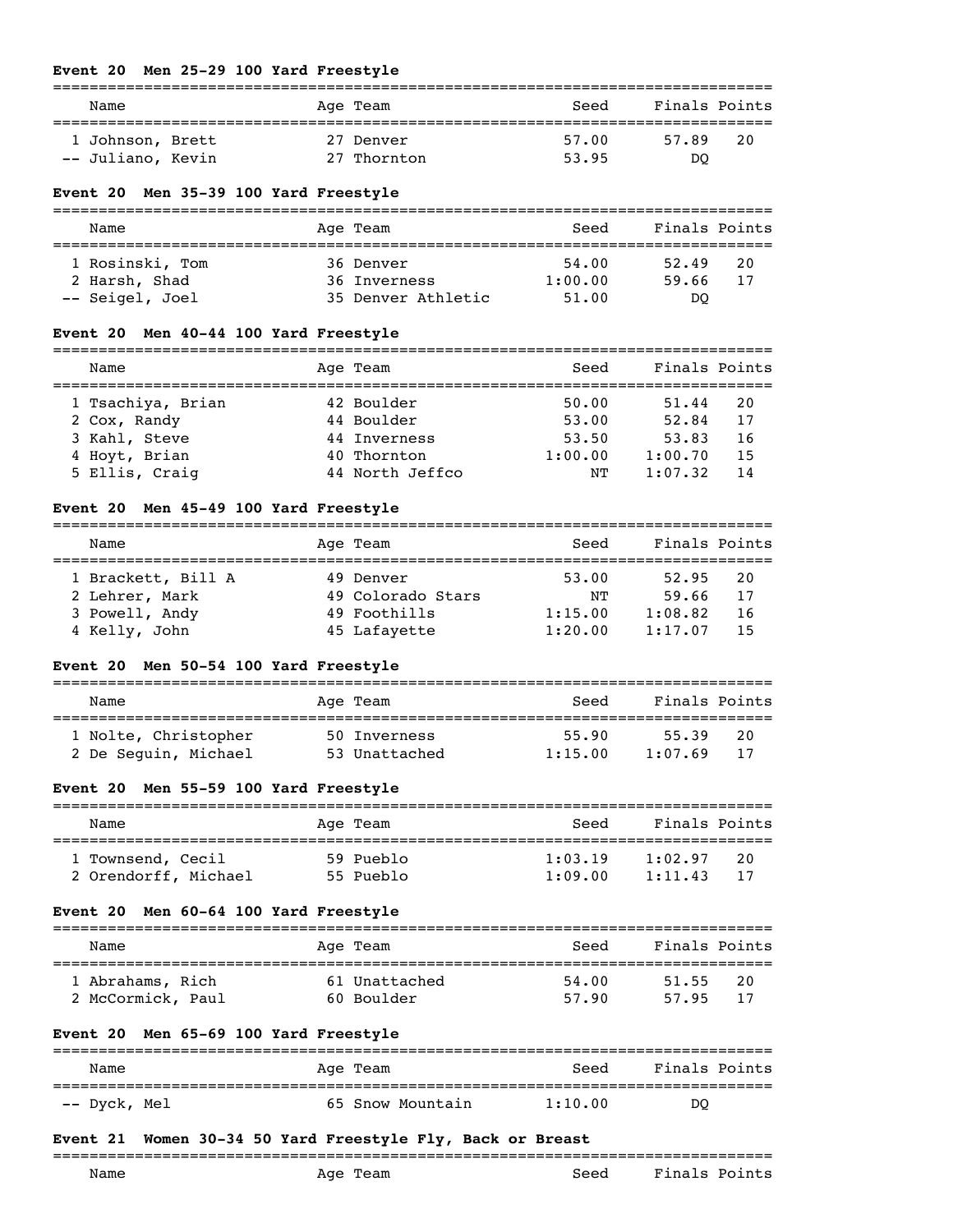### Event 20 Men 25-29 100 Yard Freestyle

| | Name | Age | Team | Seed | Finals | Points |
|---|---|---|---|---|---|---|
| 1 | Johnson, Brett | 27 | Denver | 57.00 | 57.89 | 20 |
| -- | Juliano, Kevin | 27 | Thornton | 53.95 | DQ | |

### Event 20 Men 35-39 100 Yard Freestyle

| | Name | Age | Team | Seed | Finals | Points |
|---|---|---|---|---|---|---|
| 1 | Rosinski, Tom | 36 | Denver | 54.00 | 52.49 | 20 |
| 2 | Harsh, Shad | 36 | Inverness | 1:00.00 | 59.66 | 17 |
| -- | Seigel, Joel | 35 | Denver Athletic | 51.00 | DQ | |

### Event 20 Men 40-44 100 Yard Freestyle

| | Name | Age | Team | Seed | Finals | Points |
|---|---|---|---|---|---|---|
| 1 | Tsachiya, Brian | 42 | Boulder | 50.00 | 51.44 | 20 |
| 2 | Cox, Randy | 44 | Boulder | 53.00 | 52.84 | 17 |
| 3 | Kahl, Steve | 44 | Inverness | 53.50 | 53.83 | 16 |
| 4 | Hoyt, Brian | 40 | Thornton | 1:00.00 | 1:00.70 | 15 |
| 5 | Ellis, Craig | 44 | North Jeffco | NT | 1:07.32 | 14 |

### Event 20 Men 45-49 100 Yard Freestyle

| | Name | Age | Team | Seed | Finals | Points |
|---|---|---|---|---|---|---|
| 1 | Brackett, Bill A | 49 | Denver | 53.00 | 52.95 | 20 |
| 2 | Lehrer, Mark | 49 | Colorado Stars | NT | 59.66 | 17 |
| 3 | Powell, Andy | 49 | Foothills | 1:15.00 | 1:08.82 | 16 |
| 4 | Kelly, John | 45 | Lafayette | 1:20.00 | 1:17.07 | 15 |

### Event 20 Men 50-54 100 Yard Freestyle

| | Name | Age | Team | Seed | Finals | Points |
|---|---|---|---|---|---|---|
| 1 | Nolte, Christopher | 50 | Inverness | 55.90 | 55.39 | 20 |
| 2 | De Seguin, Michael | 53 | Unattached | 1:15.00 | 1:07.69 | 17 |

### Event 20 Men 55-59 100 Yard Freestyle

| | Name | Age | Team | Seed | Finals | Points |
|---|---|---|---|---|---|---|
| 1 | Townsend, Cecil | 59 | Pueblo | 1:03.19 | 1:02.97 | 20 |
| 2 | Orendorff, Michael | 55 | Pueblo | 1:09.00 | 1:11.43 | 17 |

### Event 20 Men 60-64 100 Yard Freestyle

| | Name | Age | Team | Seed | Finals | Points |
|---|---|---|---|---|---|---|
| 1 | Abrahams, Rich | 61 | Unattached | 54.00 | 51.55 | 20 |
| 2 | McCormick, Paul | 60 | Boulder | 57.90 | 57.95 | 17 |

### Event 20 Men 65-69 100 Yard Freestyle

| | Name | Age | Team | Seed | Finals | Points |
|---|---|---|---|---|---|---|
| -- | Dyck, Mel | 65 | Snow Mountain | 1:10.00 | DQ | |

### Event 21 Women 30-34 50 Yard Freestyle Fly, Back or Breast

| | Name | Age | Team | Seed | Finals | Points |
|---|---|---|---|---|---|---|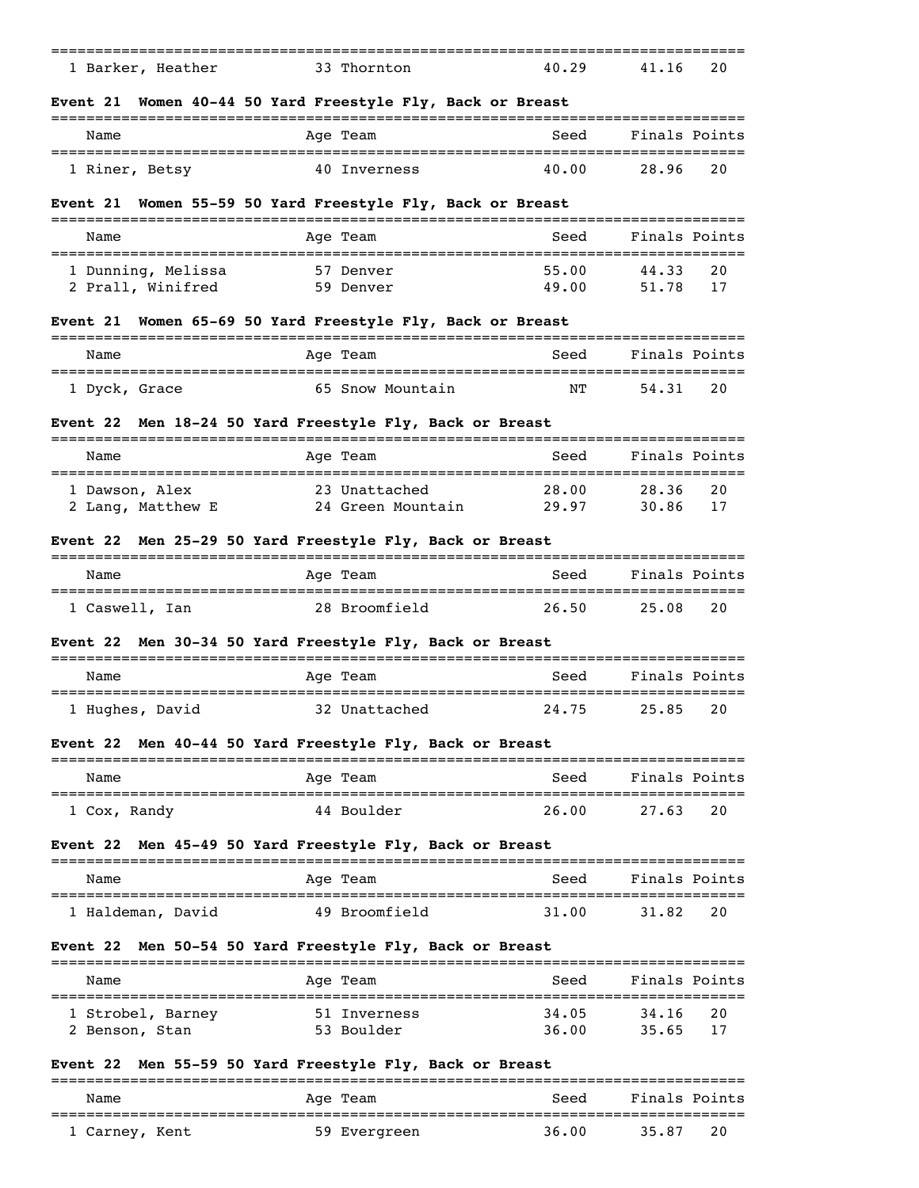| Name | Age | Team | Seed | Finals | Points |
|---|---|---|---|---|---|
| 1 Barker, Heather | 33 | Thornton | 40.29 | 41.16 | 20 |

**Event 21 Women 40-44 50 Yard Freestyle Fly, Back or Breast**

| Name | Age | Team | Seed | Finals | Points |
|---|---|---|---|---|---|
| 1 Riner, Betsy | 40 | Inverness | 40.00 | 28.96 | 20 |

**Event 21 Women 55-59 50 Yard Freestyle Fly, Back or Breast**

| Name | Age | Team | Seed | Finals | Points |
|---|---|---|---|---|---|
| 1 Dunning, Melissa | 57 | Denver | 55.00 | 44.33 | 20 |
| 2 Prall, Winifred | 59 | Denver | 49.00 | 51.78 | 17 |

**Event 21 Women 65-69 50 Yard Freestyle Fly, Back or Breast**

| Name | Age | Team | Seed | Finals | Points |
|---|---|---|---|---|---|
| 1 Dyck, Grace | 65 | Snow Mountain | NT | 54.31 | 20 |

**Event 22 Men 18-24 50 Yard Freestyle Fly, Back or Breast**

| Name | Age | Team | Seed | Finals | Points |
|---|---|---|---|---|---|
| 1 Dawson, Alex | 23 | Unattached | 28.00 | 28.36 | 20 |
| 2 Lang, Matthew E | 24 | Green Mountain | 29.97 | 30.86 | 17 |

**Event 22 Men 25-29 50 Yard Freestyle Fly, Back or Breast**

| Name | Age | Team | Seed | Finals | Points |
|---|---|---|---|---|---|
| 1 Caswell, Ian | 28 | Broomfield | 26.50 | 25.08 | 20 |

**Event 22 Men 30-34 50 Yard Freestyle Fly, Back or Breast**

| Name | Age | Team | Seed | Finals | Points |
|---|---|---|---|---|---|
| 1 Hughes, David | 32 | Unattached | 24.75 | 25.85 | 20 |

**Event 22 Men 40-44 50 Yard Freestyle Fly, Back or Breast**

| Name | Age | Team | Seed | Finals | Points |
|---|---|---|---|---|---|
| 1 Cox, Randy | 44 | Boulder | 26.00 | 27.63 | 20 |

**Event 22 Men 45-49 50 Yard Freestyle Fly, Back or Breast**

| Name | Age | Team | Seed | Finals | Points |
|---|---|---|---|---|---|
| 1 Haldeman, David | 49 | Broomfield | 31.00 | 31.82 | 20 |

**Event 22 Men 50-54 50 Yard Freestyle Fly, Back or Breast**

| Name | Age | Team | Seed | Finals | Points |
|---|---|---|---|---|---|
| 1 Strobel, Barney | 51 | Inverness | 34.05 | 34.16 | 20 |
| 2 Benson, Stan | 53 | Boulder | 36.00 | 35.65 | 17 |

**Event 22 Men 55-59 50 Yard Freestyle Fly, Back or Breast**

| Name | Age | Team | Seed | Finals | Points |
|---|---|---|---|---|---|
| 1 Carney, Kent | 59 | Evergreen | 36.00 | 35.87 | 20 |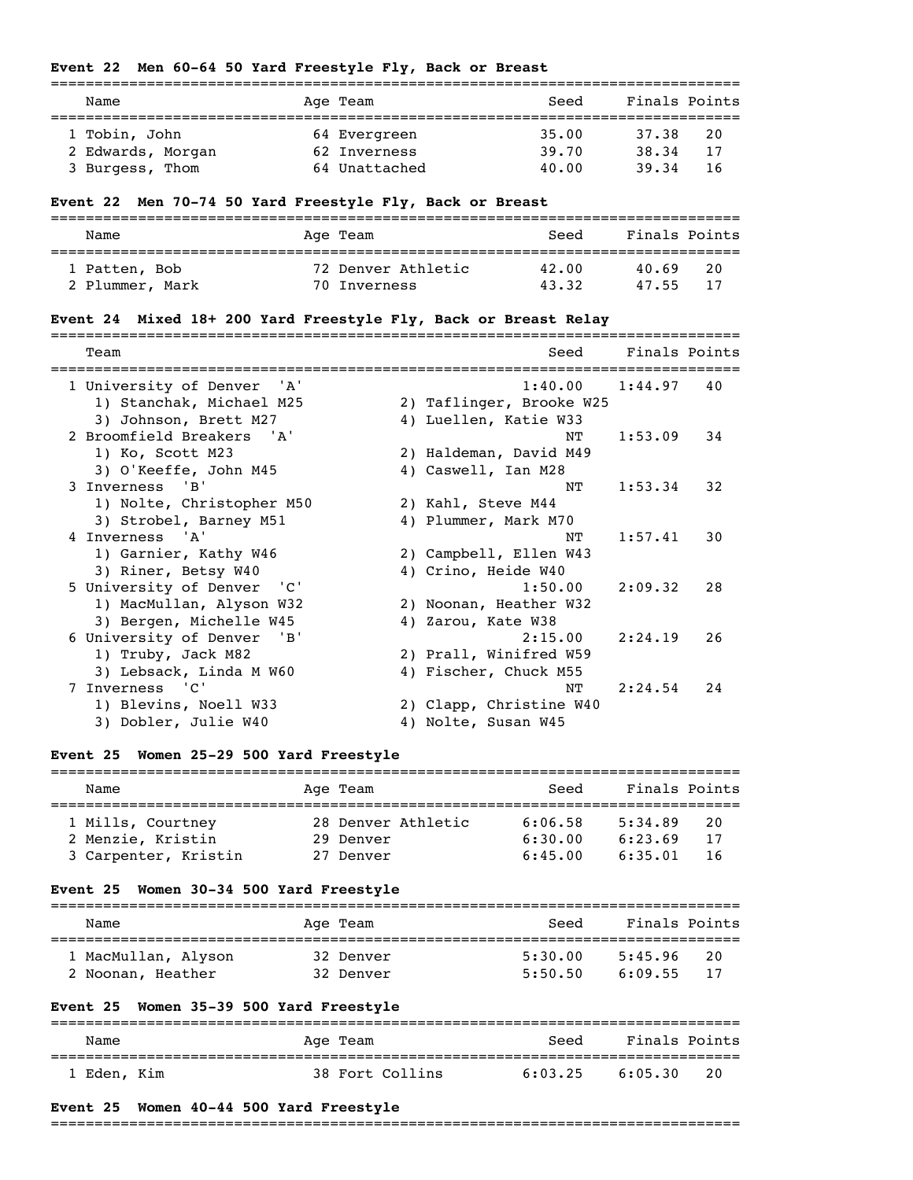### Event 22 Men 60-64 50 Yard Freestyle Fly, Back or Breast

| | Name | Age | Team | Seed | Finals | Points |
|---|---|---|---|---|---|---|
| 1 | Tobin, John | 64 | Evergreen | 35.00 | 37.38 | 20 |
| 2 | Edwards, Morgan | 62 | Inverness | 39.70 | 38.34 | 17 |
| 3 | Burgess, Thom | 64 | Unattached | 40.00 | 39.34 | 16 |

### Event 22 Men 70-74 50 Yard Freestyle Fly, Back or Breast

| | Name | Age | Team | Seed | Finals | Points |
|---|---|---|---|---|---|---|
| 1 | Patten, Bob | 72 | Denver Athletic | 42.00 | 40.69 | 20 |
| 2 | Plummer, Mark | 70 | Inverness | 43.32 | 47.55 | 17 |

### Event 24 Mixed 18+ 200 Yard Freestyle Fly, Back or Breast Relay

| | Team | Relay | Seed | Finals | Points |
|---|---|---|---|---|---|
| 1 | University of Denver | 'A' | 1:40.00 | 1:44.97 | 40 |
| | 1) Stanchak, Michael M25 | 2) Taflinger, Brooke W25 | | | |
| | 3) Johnson, Brett M27 | 4) Luellen, Katie W33 | | | |
| 2 | Broomfield Breakers | 'A' | NT | 1:53.09 | 34 |
| | 1) Ko, Scott M23 | 2) Haldeman, David M49 | | | |
| | 3) O'Keeffe, John M45 | 4) Caswell, Ian M28 | | | |
| 3 | Inverness | 'B' | NT | 1:53.34 | 32 |
| | 1) Nolte, Christopher M50 | 2) Kahl, Steve M44 | | | |
| | 3) Strobel, Barney M51 | 4) Plummer, Mark M70 | | | |
| 4 | Inverness | 'A' | NT | 1:57.41 | 30 |
| | 1) Garnier, Kathy W46 | 2) Campbell, Ellen W43 | | | |
| | 3) Riner, Betsy W40 | 4) Crino, Heide W40 | | | |
| 5 | University of Denver | 'C' | 1:50.00 | 2:09.32 | 28 |
| | 1) MacMullan, Alyson W32 | 2) Noonan, Heather W32 | | | |
| | 3) Bergen, Michelle W45 | 4) Zarou, Kate W38 | | | |
| 6 | University of Denver | 'B' | 2:15.00 | 2:24.19 | 26 |
| | 1) Truby, Jack M82 | 2) Prall, Winifred W59 | | | |
| | 3) Lebsack, Linda M W60 | 4) Fischer, Chuck M55 | | | |
| 7 | Inverness | 'C' | NT | 2:24.54 | 24 |
| | 1) Blevins, Noell W33 | 2) Clapp, Christine W40 | | | |
| | 3) Dobler, Julie W40 | 4) Nolte, Susan W45 | | | |

### Event 25 Women 25-29 500 Yard Freestyle

| | Name | Age | Team | Seed | Finals | Points |
|---|---|---|---|---|---|---|
| 1 | Mills, Courtney | 28 | Denver Athletic | 6:06.58 | 5:34.89 | 20 |
| 2 | Menzie, Kristin | 29 | Denver | 6:30.00 | 6:23.69 | 17 |
| 3 | Carpenter, Kristin | 27 | Denver | 6:45.00 | 6:35.01 | 16 |

### Event 25 Women 30-34 500 Yard Freestyle

| | Name | Age | Team | Seed | Finals | Points |
|---|---|---|---|---|---|---|
| 1 | MacMullan, Alyson | 32 | Denver | 5:30.00 | 5:45.96 | 20 |
| 2 | Noonan, Heather | 32 | Denver | 5:50.50 | 6:09.55 | 17 |

### Event 25 Women 35-39 500 Yard Freestyle

| | Name | Age | Team | Seed | Finals | Points |
|---|---|---|---|---|---|---|
| 1 | Eden, Kim | 38 | Fort Collins | 6:03.25 | 6:05.30 | 20 |

### Event 25 Women 40-44 500 Yard Freestyle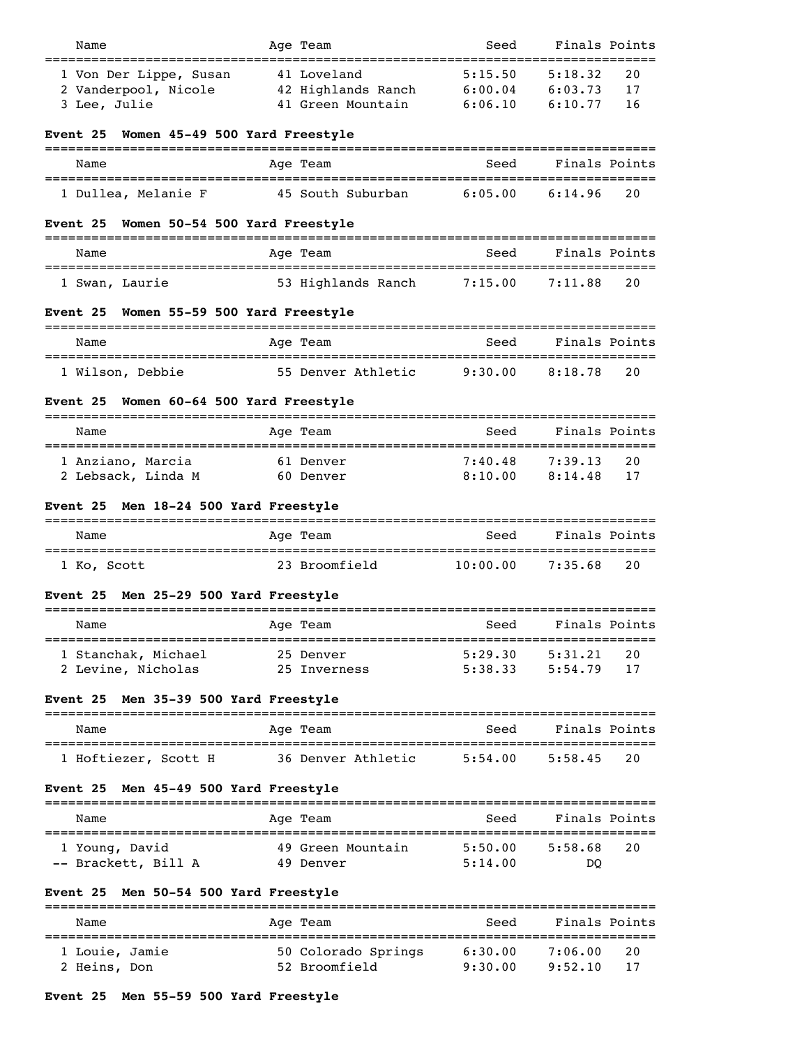| Name | Age | Team | Seed | Finals | Points |
|---|---|---|---|---|---|
| 1 Von Der Lippe, Susan | 41 | Loveland | 5:15.50 | 5:18.32 | 20 |
| 2 Vanderpool, Nicole | 42 | Highlands Ranch | 6:00.04 | 6:03.73 | 17 |
| 3 Lee, Julie | 41 | Green Mountain | 6:06.10 | 6:10.77 | 16 |

**Event 25 Women 45-49 500 Yard Freestyle**

| Name | Age | Team | Seed | Finals | Points |
|---|---|---|---|---|---|
| 1 Dullea, Melanie F | 45 | South Suburban | 6:05.00 | 6:14.96 | 20 |

**Event 25 Women 50-54 500 Yard Freestyle**

| Name | Age | Team | Seed | Finals | Points |
|---|---|---|---|---|---|
| 1 Swan, Laurie | 53 | Highlands Ranch | 7:15.00 | 7:11.88 | 20 |

**Event 25 Women 55-59 500 Yard Freestyle**

| Name | Age | Team | Seed | Finals | Points |
|---|---|---|---|---|---|
| 1 Wilson, Debbie | 55 | Denver Athletic | 9:30.00 | 8:18.78 | 20 |

**Event 25 Women 60-64 500 Yard Freestyle**

| Name | Age | Team | Seed | Finals | Points |
|---|---|---|---|---|---|
| 1 Anziano, Marcia | 61 | Denver | 7:40.48 | 7:39.13 | 20 |
| 2 Lebsack, Linda M | 60 | Denver | 8:10.00 | 8:14.48 | 17 |

**Event 25 Men 18-24 500 Yard Freestyle**

| Name | Age | Team | Seed | Finals | Points |
|---|---|---|---|---|---|
| 1 Ko, Scott | 23 | Broomfield | 10:00.00 | 7:35.68 | 20 |

**Event 25 Men 25-29 500 Yard Freestyle**

| Name | Age | Team | Seed | Finals | Points |
|---|---|---|---|---|---|
| 1 Stanchak, Michael | 25 | Denver | 5:29.30 | 5:31.21 | 20 |
| 2 Levine, Nicholas | 25 | Inverness | 5:38.33 | 5:54.79 | 17 |

**Event 25 Men 35-39 500 Yard Freestyle**

| Name | Age | Team | Seed | Finals | Points |
|---|---|---|---|---|---|
| 1 Hoftiezer, Scott H | 36 | Denver Athletic | 5:54.00 | 5:58.45 | 20 |

**Event 25 Men 45-49 500 Yard Freestyle**

| Name | Age | Team | Seed | Finals | Points |
|---|---|---|---|---|---|
| 1 Young, David | 49 | Green Mountain | 5:50.00 | 5:58.68 | 20 |
| -- Brackett, Bill A | 49 | Denver | 5:14.00 | DQ | |

**Event 25 Men 50-54 500 Yard Freestyle**

| Name | Age | Team | Seed | Finals | Points |
|---|---|---|---|---|---|
| 1 Louie, Jamie | 50 | Colorado Springs | 6:30.00 | 7:06.00 | 20 |
| 2 Heins, Don | 52 | Broomfield | 9:30.00 | 9:52.10 | 17 |

**Event 25 Men 55-59 500 Yard Freestyle**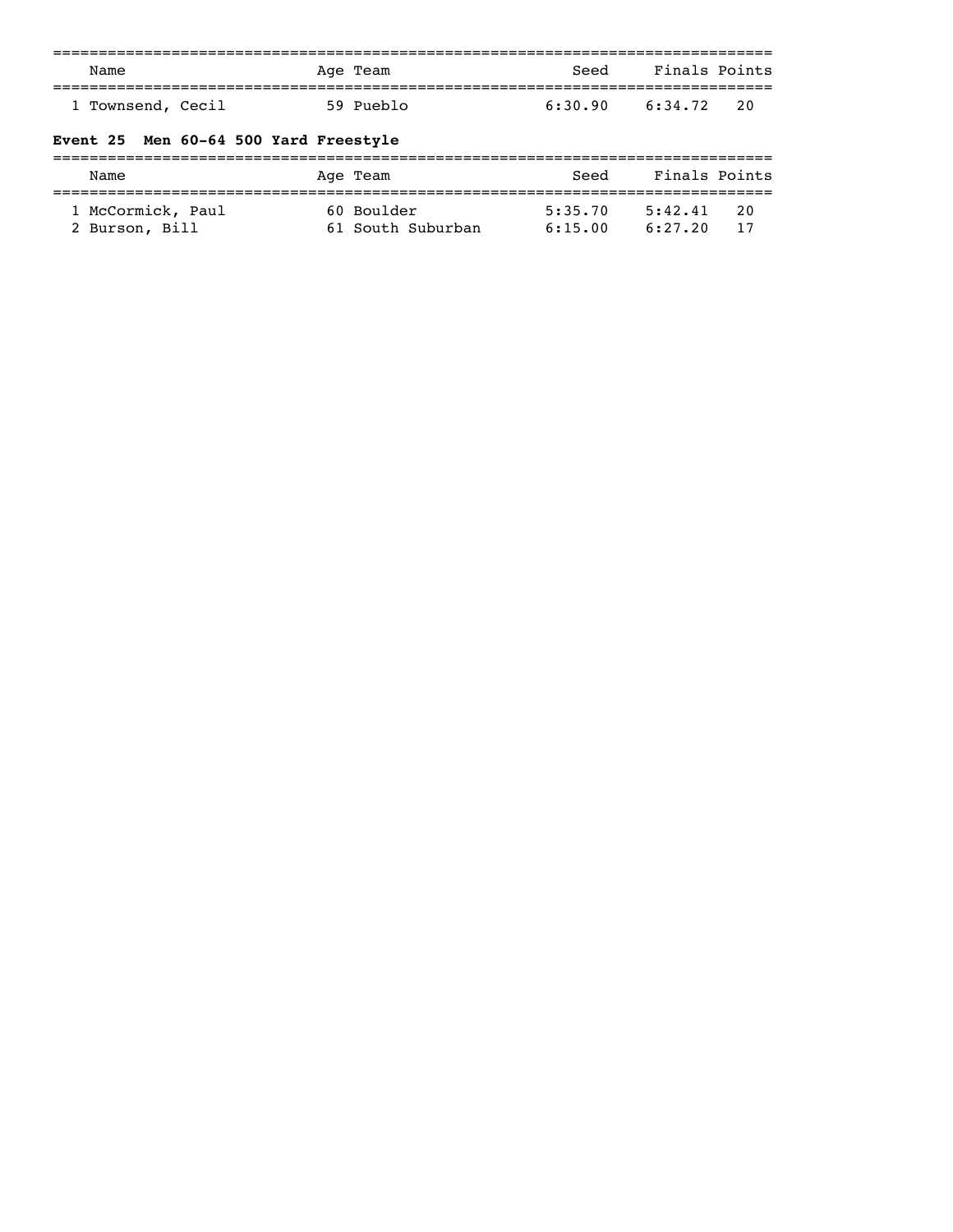| | Name | Age | Team | Seed | Finals | Points |
|---|---|---|---|---|---|---|
| 1 | Townsend, Cecil | 59 | Pueblo | 6:30.90 | 6:34.72 | 20 |

**Event 25 Men 60-64 500 Yard Freestyle**

| | Name | Age | Team | Seed | Finals | Points |
|---|---|---|---|---|---|---|
| 1 | McCormick, Paul | 60 | Boulder | 5:35.70 | 5:42.41 | 20 |
| 2 | Burson, Bill | 61 | South Suburban | 6:15.00 | 6:27.20 | 17 |